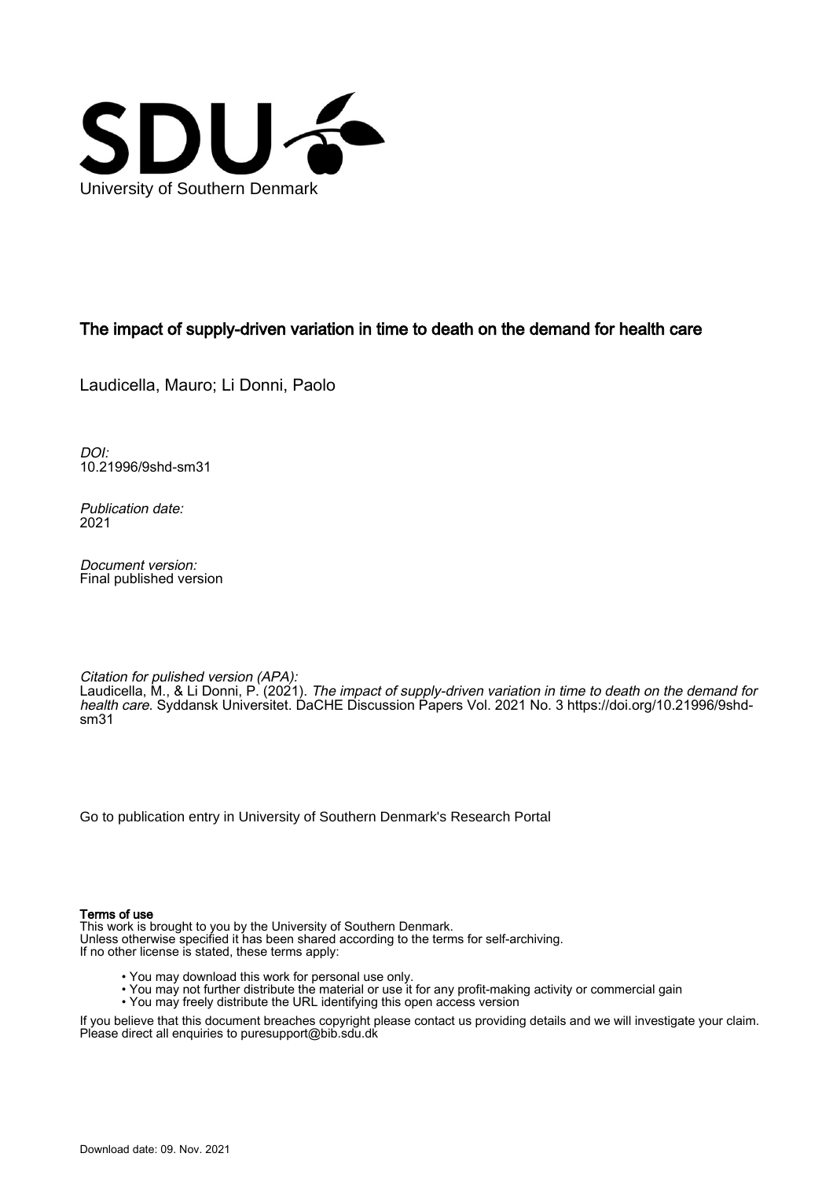University of Southern Denmark

## The impact of supply-driven variation in time to death on the demand for health care

Laudicella, Mauro; Li Donni, Paolo

*DOI:*
10.21996/9shd-sm31

*Publication date:*
2021

*Document version:*
Final published version

*Citation for pulished version (APA):*
Laudicella, M., & Li Donni, P. (2021). *The impact of supply-driven variation in time to death on the demand for health care*. Syddansk Universitet. DaCHE Discussion Papers Vol. 2021 No. 3 https://doi.org/10.21996/9shd-sm31

Go to publication entry in University of Southern Denmark's Research Portal

**Terms of use**
This work is brought to you by the University of Southern Denmark.
Unless otherwise specified it has been shared according to the terms for self-archiving.
If no other license is stated, these terms apply:

- You may download this work for personal use only.
- You may not further distribute the material or use it for any profit-making activity or commercial gain
- You may freely distribute the URL identifying this open access version

If you believe that this document breaches copyright please contact us providing details and we will investigate your claim.
Please direct all enquiries to puresupport@bib.sdu.dk

Download date: 09. Nov. 2021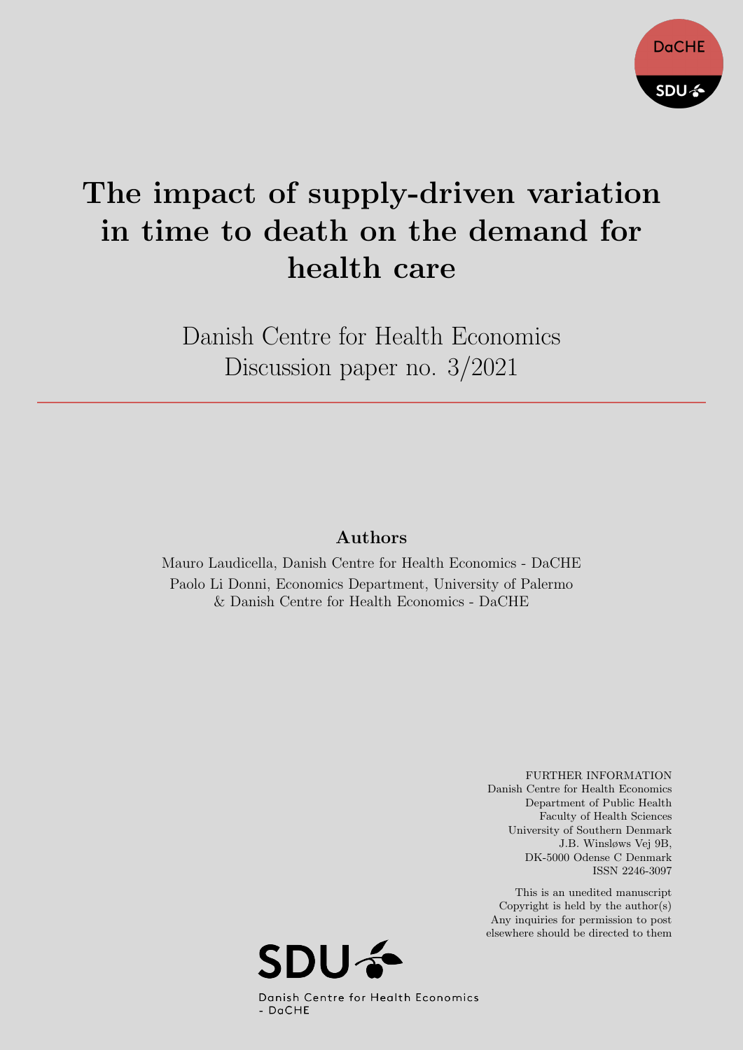# The impact of supply-driven variation in time to death on the demand for health care

Danish Centre for Health Economics
Discussion paper no. 3/2021

## Authors

Mauro Laudicella, Danish Centre for Health Economics - DaCHE
Paolo Li Donni, Economics Department, University of Palermo & Danish Centre for Health Economics - DaCHE

FURTHER INFORMATION
Danish Centre for Health Economics
Department of Public Health
Faculty of Health Sciences
University of Southern Denmark
J.B. Winsløws Vej 9B,
DK-5000 Odense C Denmark
ISSN 2246-3097

This is an unedited manuscript
Copyright is held by the author(s)
Any inquiries for permission to post elsewhere should be directed to them

Danish Centre for Health Economics - DaCHE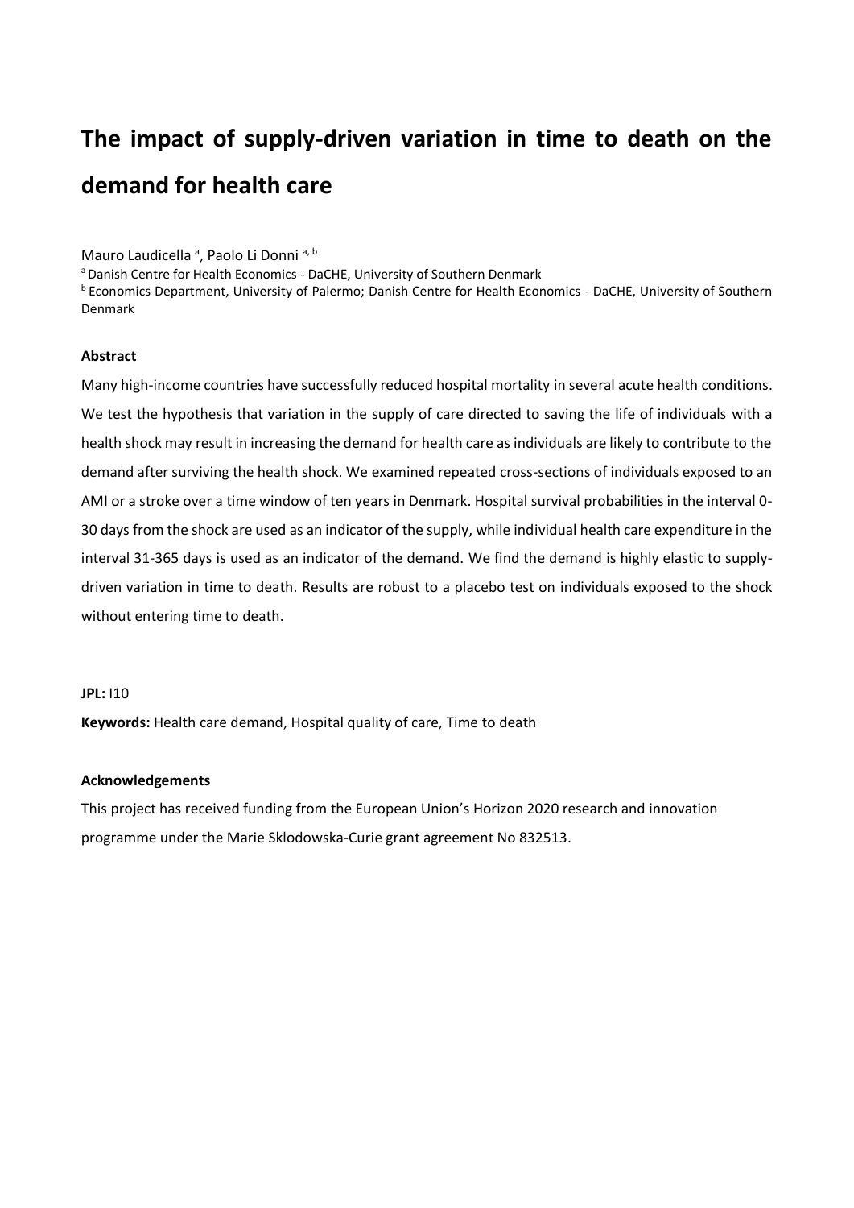# The impact of supply-driven variation in time to death on the demand for health care

Mauro Laudicella [a], Paolo Li Donni [a, b]

[a] Danish Centre for Health Economics - DaCHE, University of Southern Denmark

[b] Economics Department, University of Palermo; Danish Centre for Health Economics - DaCHE, University of Southern Denmark

### Abstract

Many high-income countries have successfully reduced hospital mortality in several acute health conditions. We test the hypothesis that variation in the supply of care directed to saving the life of individuals with a health shock may result in increasing the demand for health care as individuals are likely to contribute to the demand after surviving the health shock. We examined repeated cross-sections of individuals exposed to an AMI or a stroke over a time window of ten years in Denmark. Hospital survival probabilities in the interval 0-30 days from the shock are used as an indicator of the supply, while individual health care expenditure in the interval 31-365 days is used as an indicator of the demand. We find the demand is highly elastic to supply-driven variation in time to death. Results are robust to a placebo test on individuals exposed to the shock without entering time to death.

**JPL:** I10

**Keywords:** Health care demand, Hospital quality of care, Time to death

### Acknowledgements

This project has received funding from the European Union's Horizon 2020 research and innovation programme under the Marie Sklodowska-Curie grant agreement No 832513.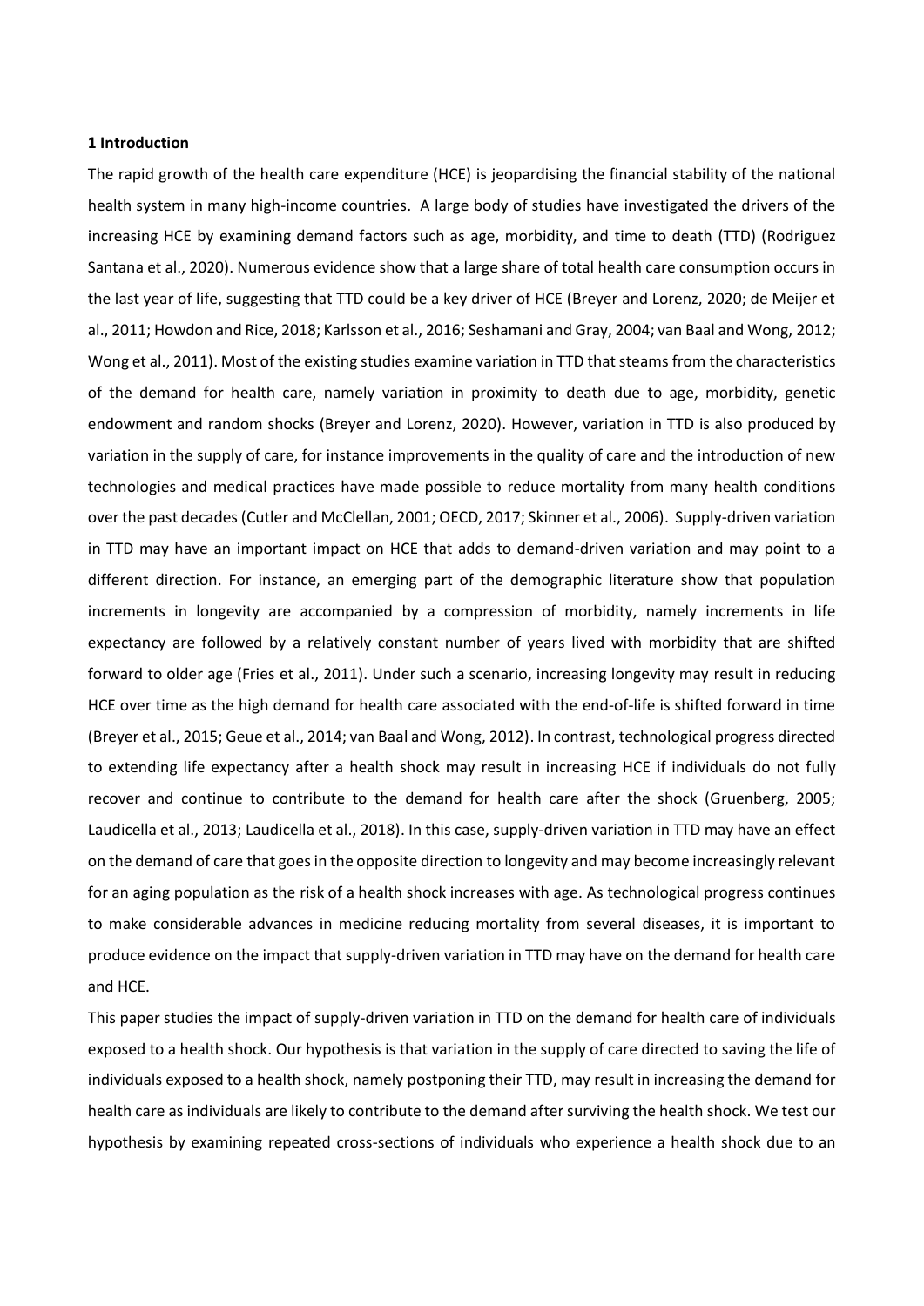## 1 Introduction

The rapid growth of the health care expenditure (HCE) is jeopardising the financial stability of the national health system in many high-income countries. A large body of studies have investigated the drivers of the increasing HCE by examining demand factors such as age, morbidity, and time to death (TTD) (Rodriguez Santana et al., 2020). Numerous evidence show that a large share of total health care consumption occurs in the last year of life, suggesting that TTD could be a key driver of HCE (Breyer and Lorenz, 2020; de Meijer et al., 2011; Howdon and Rice, 2018; Karlsson et al., 2016; Seshamani and Gray, 2004; van Baal and Wong, 2012; Wong et al., 2011). Most of the existing studies examine variation in TTD that steams from the characteristics of the demand for health care, namely variation in proximity to death due to age, morbidity, genetic endowment and random shocks (Breyer and Lorenz, 2020). However, variation in TTD is also produced by variation in the supply of care, for instance improvements in the quality of care and the introduction of new technologies and medical practices have made possible to reduce mortality from many health conditions over the past decades (Cutler and McClellan, 2001; OECD, 2017; Skinner et al., 2006). Supply-driven variation in TTD may have an important impact on HCE that adds to demand-driven variation and may point to a different direction. For instance, an emerging part of the demographic literature show that population increments in longevity are accompanied by a compression of morbidity, namely increments in life expectancy are followed by a relatively constant number of years lived with morbidity that are shifted forward to older age (Fries et al., 2011). Under such a scenario, increasing longevity may result in reducing HCE over time as the high demand for health care associated with the end-of-life is shifted forward in time (Breyer et al., 2015; Geue et al., 2014; van Baal and Wong, 2012). In contrast, technological progress directed to extending life expectancy after a health shock may result in increasing HCE if individuals do not fully recover and continue to contribute to the demand for health care after the shock (Gruenberg, 2005; Laudicella et al., 2013; Laudicella et al., 2018). In this case, supply-driven variation in TTD may have an effect on the demand of care that goes in the opposite direction to longevity and may become increasingly relevant for an aging population as the risk of a health shock increases with age. As technological progress continues to make considerable advances in medicine reducing mortality from several diseases, it is important to produce evidence on the impact that supply-driven variation in TTD may have on the demand for health care and HCE.

This paper studies the impact of supply-driven variation in TTD on the demand for health care of individuals exposed to a health shock. Our hypothesis is that variation in the supply of care directed to saving the life of individuals exposed to a health shock, namely postponing their TTD, may result in increasing the demand for health care as individuals are likely to contribute to the demand after surviving the health shock. We test our hypothesis by examining repeated cross-sections of individuals who experience a health shock due to an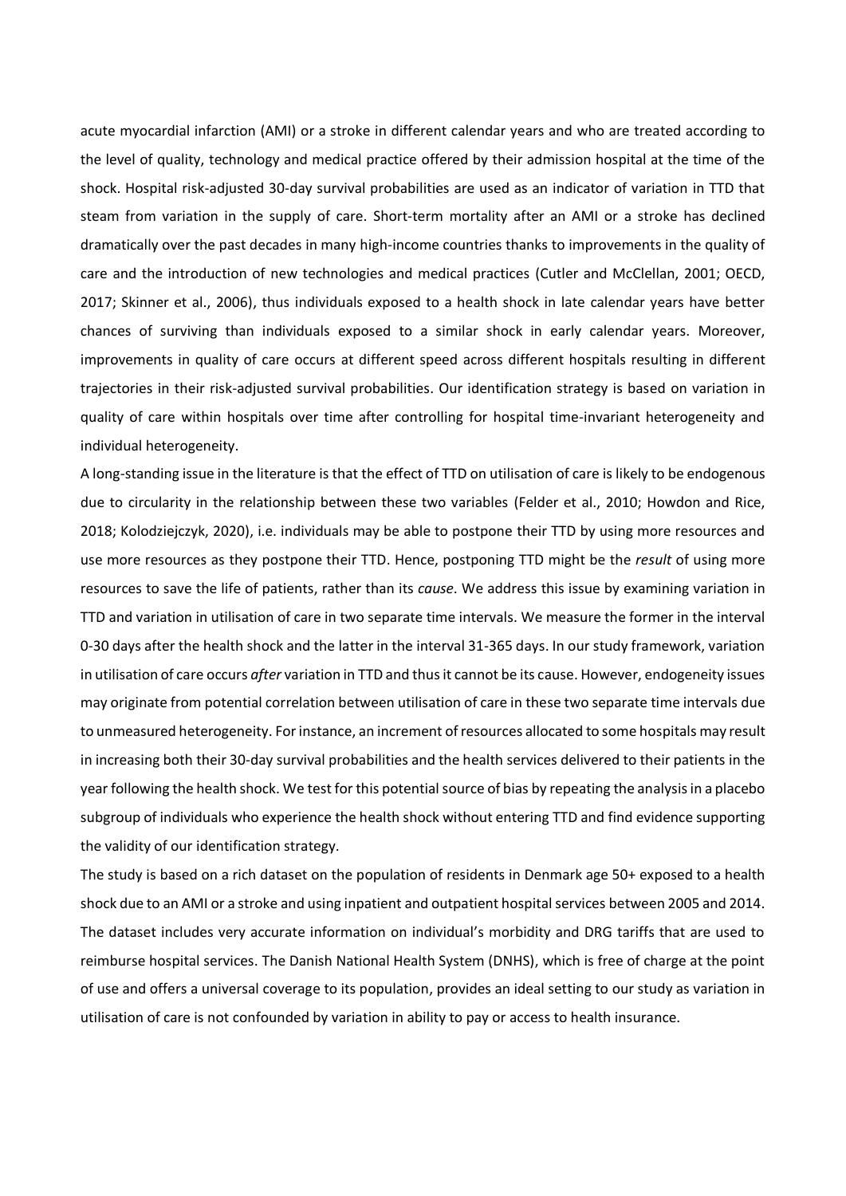acute myocardial infarction (AMI) or a stroke in different calendar years and who are treated according to the level of quality, technology and medical practice offered by their admission hospital at the time of the shock. Hospital risk-adjusted 30-day survival probabilities are used as an indicator of variation in TTD that steam from variation in the supply of care. Short-term mortality after an AMI or a stroke has declined dramatically over the past decades in many high-income countries thanks to improvements in the quality of care and the introduction of new technologies and medical practices (Cutler and McClellan, 2001; OECD, 2017; Skinner et al., 2006), thus individuals exposed to a health shock in late calendar years have better chances of surviving than individuals exposed to a similar shock in early calendar years. Moreover, improvements in quality of care occurs at different speed across different hospitals resulting in different trajectories in their risk-adjusted survival probabilities. Our identification strategy is based on variation in quality of care within hospitals over time after controlling for hospital time-invariant heterogeneity and individual heterogeneity.

A long-standing issue in the literature is that the effect of TTD on utilisation of care is likely to be endogenous due to circularity in the relationship between these two variables (Felder et al., 2010; Howdon and Rice, 2018; Kolodziejczyk, 2020), i.e. individuals may be able to postpone their TTD by using more resources and use more resources as they postpone their TTD. Hence, postponing TTD might be the *result* of using more resources to save the life of patients, rather than its *cause*. We address this issue by examining variation in TTD and variation in utilisation of care in two separate time intervals. We measure the former in the interval 0-30 days after the health shock and the latter in the interval 31-365 days. In our study framework, variation in utilisation of care occurs *after* variation in TTD and thus it cannot be its cause. However, endogeneity issues may originate from potential correlation between utilisation of care in these two separate time intervals due to unmeasured heterogeneity. For instance, an increment of resources allocated to some hospitals may result in increasing both their 30-day survival probabilities and the health services delivered to their patients in the year following the health shock. We test for this potential source of bias by repeating the analysis in a placebo subgroup of individuals who experience the health shock without entering TTD and find evidence supporting the validity of our identification strategy.

The study is based on a rich dataset on the population of residents in Denmark age 50+ exposed to a health shock due to an AMI or a stroke and using inpatient and outpatient hospital services between 2005 and 2014. The dataset includes very accurate information on individual's morbidity and DRG tariffs that are used to reimburse hospital services. The Danish National Health System (DNHS), which is free of charge at the point of use and offers a universal coverage to its population, provides an ideal setting to our study as variation in utilisation of care is not confounded by variation in ability to pay or access to health insurance.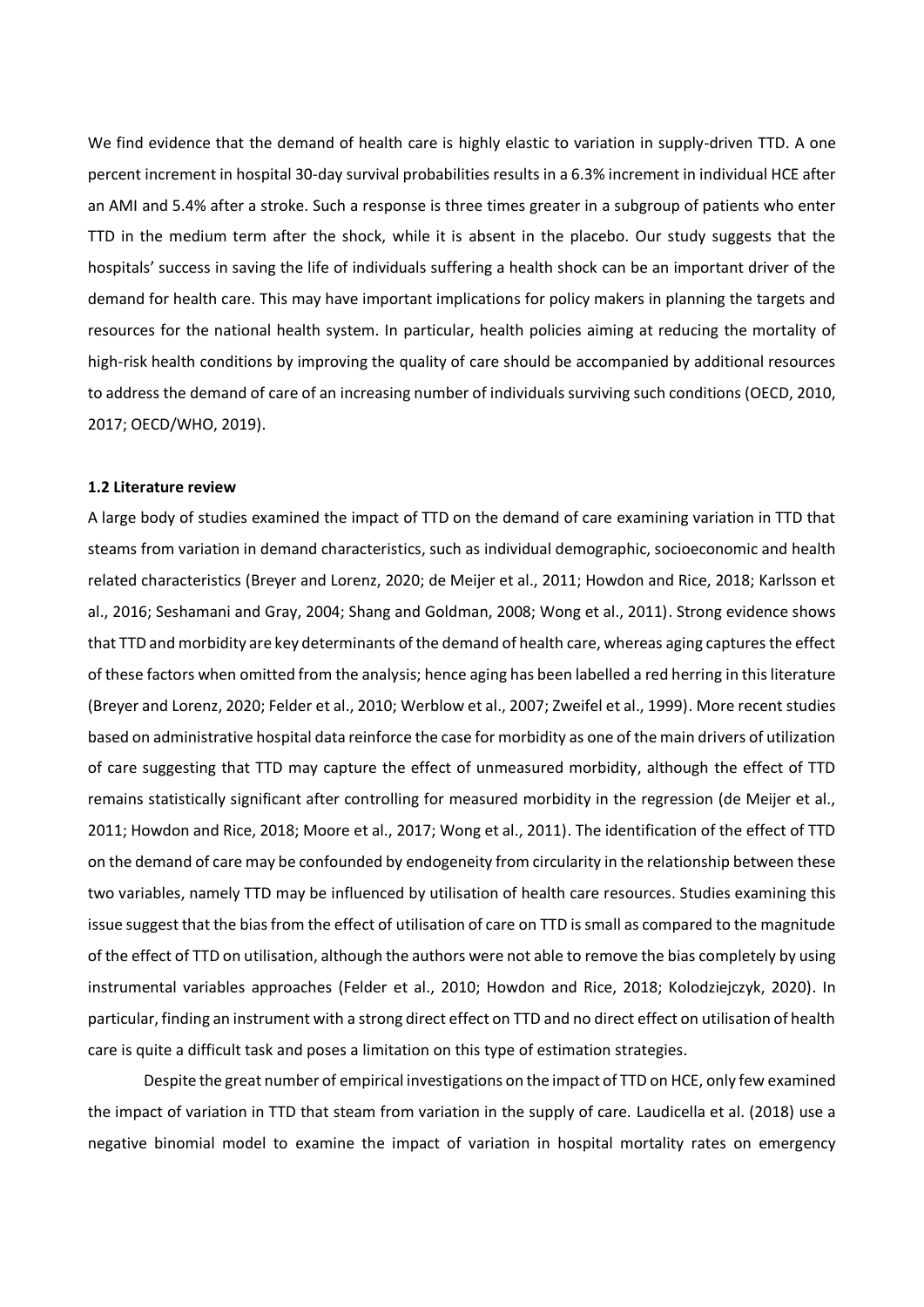We find evidence that the demand of health care is highly elastic to variation in supply-driven TTD. A one percent increment in hospital 30-day survival probabilities results in a 6.3% increment in individual HCE after an AMI and 5.4% after a stroke. Such a response is three times greater in a subgroup of patients who enter TTD in the medium term after the shock, while it is absent in the placebo. Our study suggests that the hospitals' success in saving the life of individuals suffering a health shock can be an important driver of the demand for health care. This may have important implications for policy makers in planning the targets and resources for the national health system. In particular, health policies aiming at reducing the mortality of high-risk health conditions by improving the quality of care should be accompanied by additional resources to address the demand of care of an increasing number of individuals surviving such conditions (OECD, 2010, 2017; OECD/WHO, 2019).

### 1.2 Literature review

A large body of studies examined the impact of TTD on the demand of care examining variation in TTD that steams from variation in demand characteristics, such as individual demographic, socioeconomic and health related characteristics (Breyer and Lorenz, 2020; de Meijer et al., 2011; Howdon and Rice, 2018; Karlsson et al., 2016; Seshamani and Gray, 2004; Shang and Goldman, 2008; Wong et al., 2011). Strong evidence shows that TTD and morbidity are key determinants of the demand of health care, whereas aging captures the effect of these factors when omitted from the analysis; hence aging has been labelled a red herring in this literature (Breyer and Lorenz, 2020; Felder et al., 2010; Werblow et al., 2007; Zweifel et al., 1999). More recent studies based on administrative hospital data reinforce the case for morbidity as one of the main drivers of utilization of care suggesting that TTD may capture the effect of unmeasured morbidity, although the effect of TTD remains statistically significant after controlling for measured morbidity in the regression (de Meijer et al., 2011; Howdon and Rice, 2018; Moore et al., 2017; Wong et al., 2011). The identification of the effect of TTD on the demand of care may be confounded by endogeneity from circularity in the relationship between these two variables, namely TTD may be influenced by utilisation of health care resources. Studies examining this issue suggest that the bias from the effect of utilisation of care on TTD is small as compared to the magnitude of the effect of TTD on utilisation, although the authors were not able to remove the bias completely by using instrumental variables approaches (Felder et al., 2010; Howdon and Rice, 2018; Kolodziejczyk, 2020). In particular, finding an instrument with a strong direct effect on TTD and no direct effect on utilisation of health care is quite a difficult task and poses a limitation on this type of estimation strategies.

Despite the great number of empirical investigations on the impact of TTD on HCE, only few examined the impact of variation in TTD that steam from variation in the supply of care. Laudicella et al. (2018) use a negative binomial model to examine the impact of variation in hospital mortality rates on emergency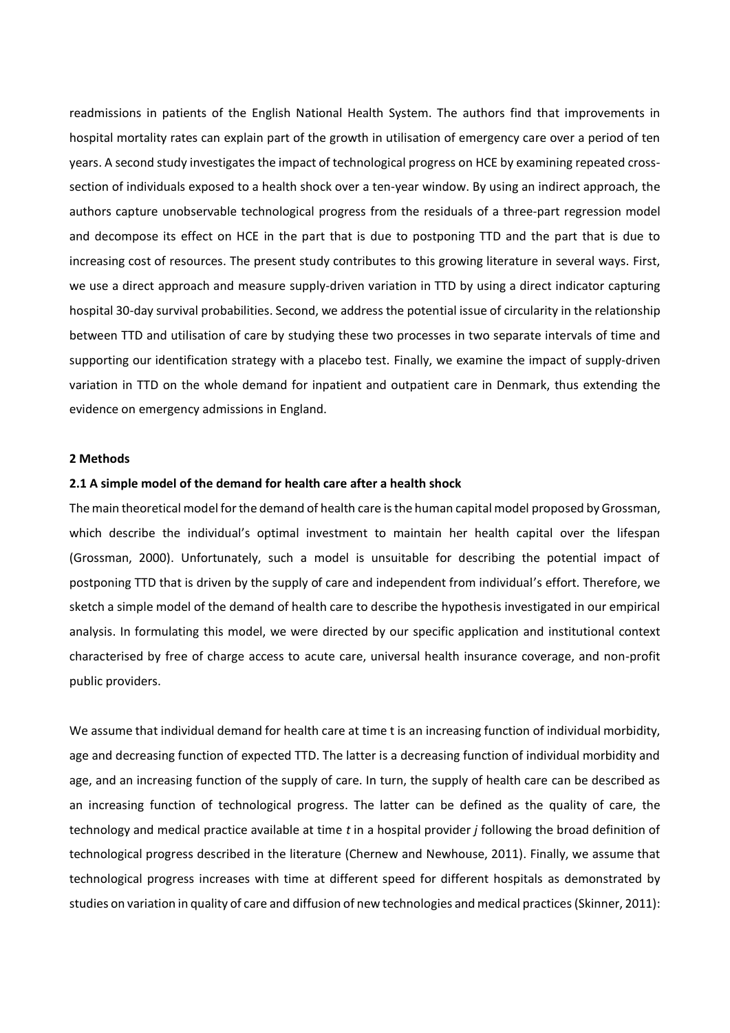readmissions in patients of the English National Health System. The authors find that improvements in hospital mortality rates can explain part of the growth in utilisation of emergency care over a period of ten years. A second study investigates the impact of technological progress on HCE by examining repeated cross-section of individuals exposed to a health shock over a ten-year window. By using an indirect approach, the authors capture unobservable technological progress from the residuals of a three-part regression model and decompose its effect on HCE in the part that is due to postponing TTD and the part that is due to increasing cost of resources. The present study contributes to this growing literature in several ways. First, we use a direct approach and measure supply-driven variation in TTD by using a direct indicator capturing hospital 30-day survival probabilities. Second, we address the potential issue of circularity in the relationship between TTD and utilisation of care by studying these two processes in two separate intervals of time and supporting our identification strategy with a placebo test. Finally, we examine the impact of supply-driven variation in TTD on the whole demand for inpatient and outpatient care in Denmark, thus extending the evidence on emergency admissions in England.

## 2 Methods

### 2.1 A simple model of the demand for health care after a health shock

The main theoretical model for the demand of health care is the human capital model proposed by Grossman, which describe the individual's optimal investment to maintain her health capital over the lifespan (Grossman, 2000). Unfortunately, such a model is unsuitable for describing the potential impact of postponing TTD that is driven by the supply of care and independent from individual's effort. Therefore, we sketch a simple model of the demand of health care to describe the hypothesis investigated in our empirical analysis. In formulating this model, we were directed by our specific application and institutional context characterised by free of charge access to acute care, universal health insurance coverage, and non-profit public providers.

We assume that individual demand for health care at time t is an increasing function of individual morbidity, age and decreasing function of expected TTD. The latter is a decreasing function of individual morbidity and age, and an increasing function of the supply of care. In turn, the supply of health care can be described as an increasing function of technological progress. The latter can be defined as the quality of care, the technology and medical practice available at time $t$ in a hospital provider $j$ following the broad definition of technological progress described in the literature (Chernew and Newhouse, 2011). Finally, we assume that technological progress increases with time at different speed for different hospitals as demonstrated by studies on variation in quality of care and diffusion of new technologies and medical practices (Skinner, 2011):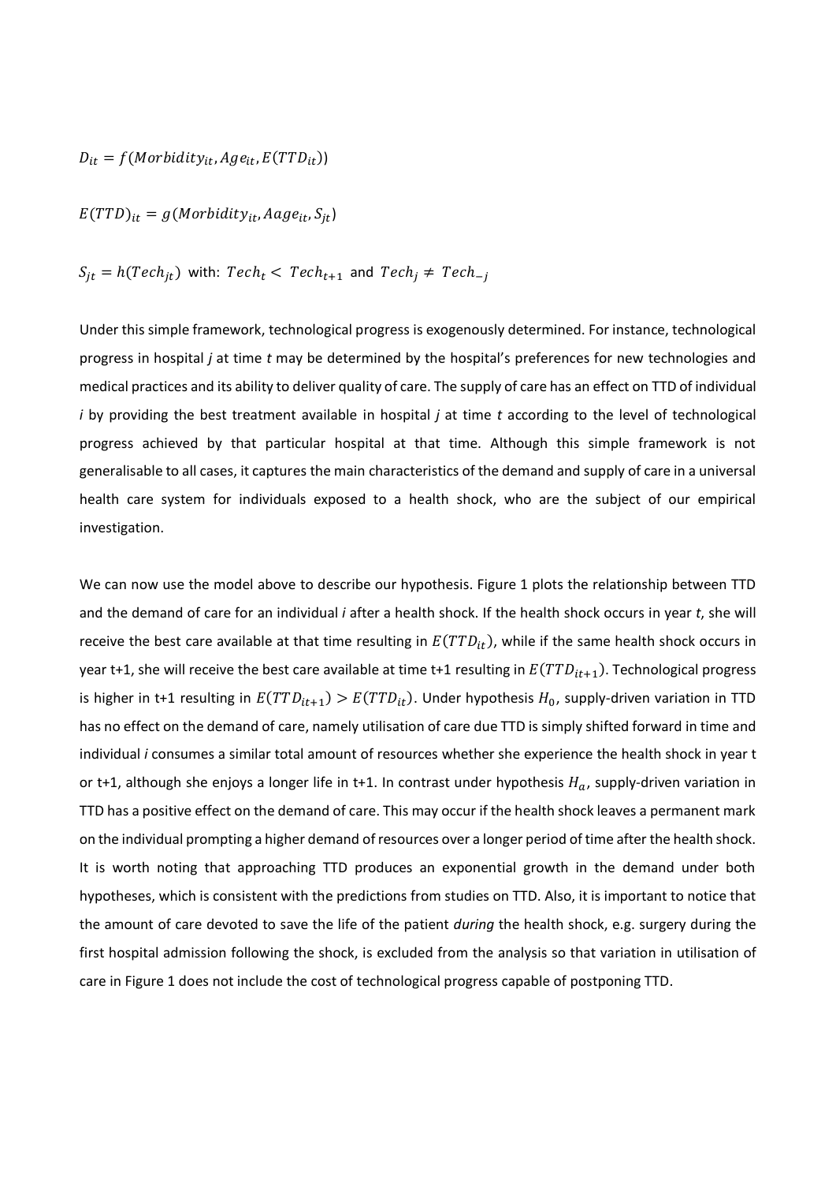$$D_{it} = f(Morbidity_{it}, Age_{it}, E(TTD_{it}))$$

$$E(TTD)_{it} = g(Morbidity_{it}, Aage_{it}, S_{jt})$$

$$S_{jt} = h(Tech_{jt}) \text{ with: } Tech_t < Tech_{t+1} \text{ and } Tech_j \neq Tech_{-j}$$

Under this simple framework, technological progress is exogenously determined. For instance, technological progress in hospital *j* at time *t* may be determined by the hospital's preferences for new technologies and medical practices and its ability to deliver quality of care. The supply of care has an effect on TTD of individual *i* by providing the best treatment available in hospital *j* at time *t* according to the level of technological progress achieved by that particular hospital at that time. Although this simple framework is not generalisable to all cases, it captures the main characteristics of the demand and supply of care in a universal health care system for individuals exposed to a health shock, who are the subject of our empirical investigation.

We can now use the model above to describe our hypothesis. Figure 1 plots the relationship between TTD and the demand of care for an individual *i* after a health shock. If the health shock occurs in year *t*, she will receive the best care available at that time resulting in $E(TTD_{it})$, while if the same health shock occurs in year t+1, she will receive the best care available at time t+1 resulting in $E(TTD_{it+1})$. Technological progress is higher in t+1 resulting in $E(TTD_{it+1}) > E(TTD_{it})$. Under hypothesis $H_0$, supply-driven variation in TTD has no effect on the demand of care, namely utilisation of care due TTD is simply shifted forward in time and individual *i* consumes a similar total amount of resources whether she experience the health shock in year t or t+1, although she enjoys a longer life in t+1. In contrast under hypothesis $H_a$, supply-driven variation in TTD has a positive effect on the demand of care. This may occur if the health shock leaves a permanent mark on the individual prompting a higher demand of resources over a longer period of time after the health shock. It is worth noting that approaching TTD produces an exponential growth in the demand under both hypotheses, which is consistent with the predictions from studies on TTD. Also, it is important to notice that the amount of care devoted to save the life of the patient *during* the health shock, e.g. surgery during the first hospital admission following the shock, is excluded from the analysis so that variation in utilisation of care in Figure 1 does not include the cost of technological progress capable of postponing TTD.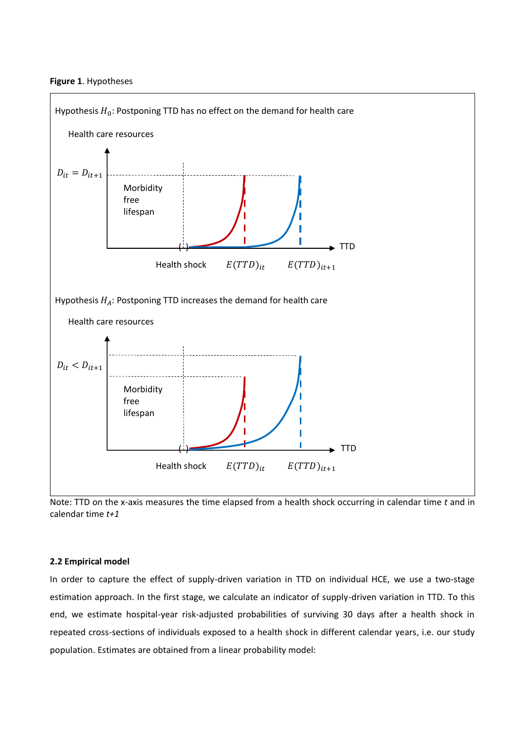**Figure 1**. Hypotheses

Hypothesis $H_0$: Postponing TTD has no effect on the demand for health care

Health care resources

$D_{it} = D_{it+1}$

Morbidity free lifespan

Health shock $E(TTD)_{it}$ $E(TTD)_{it+1}$ TTD

Hypothesis $H_A$: Postponing TTD increases the demand for health care

Health care resources

$D_{it} < D_{it+1}$

Morbidity free lifespan

Health shock $E(TTD)_{it}$ $E(TTD)_{it+1}$ TTD

Note: TTD on the x-axis measures the time elapsed from a health shock occurring in calendar time *t* and in calendar time *t+1*

### 2.2 Empirical model

In order to capture the effect of supply-driven variation in TTD on individual HCE, we use a two-stage estimation approach. In the first stage, we calculate an indicator of supply-driven variation in TTD. To this end, we estimate hospital-year risk-adjusted probabilities of surviving 30 days after a health shock in repeated cross-sections of individuals exposed to a health shock in different calendar years, i.e. our study population. Estimates are obtained from a linear probability model: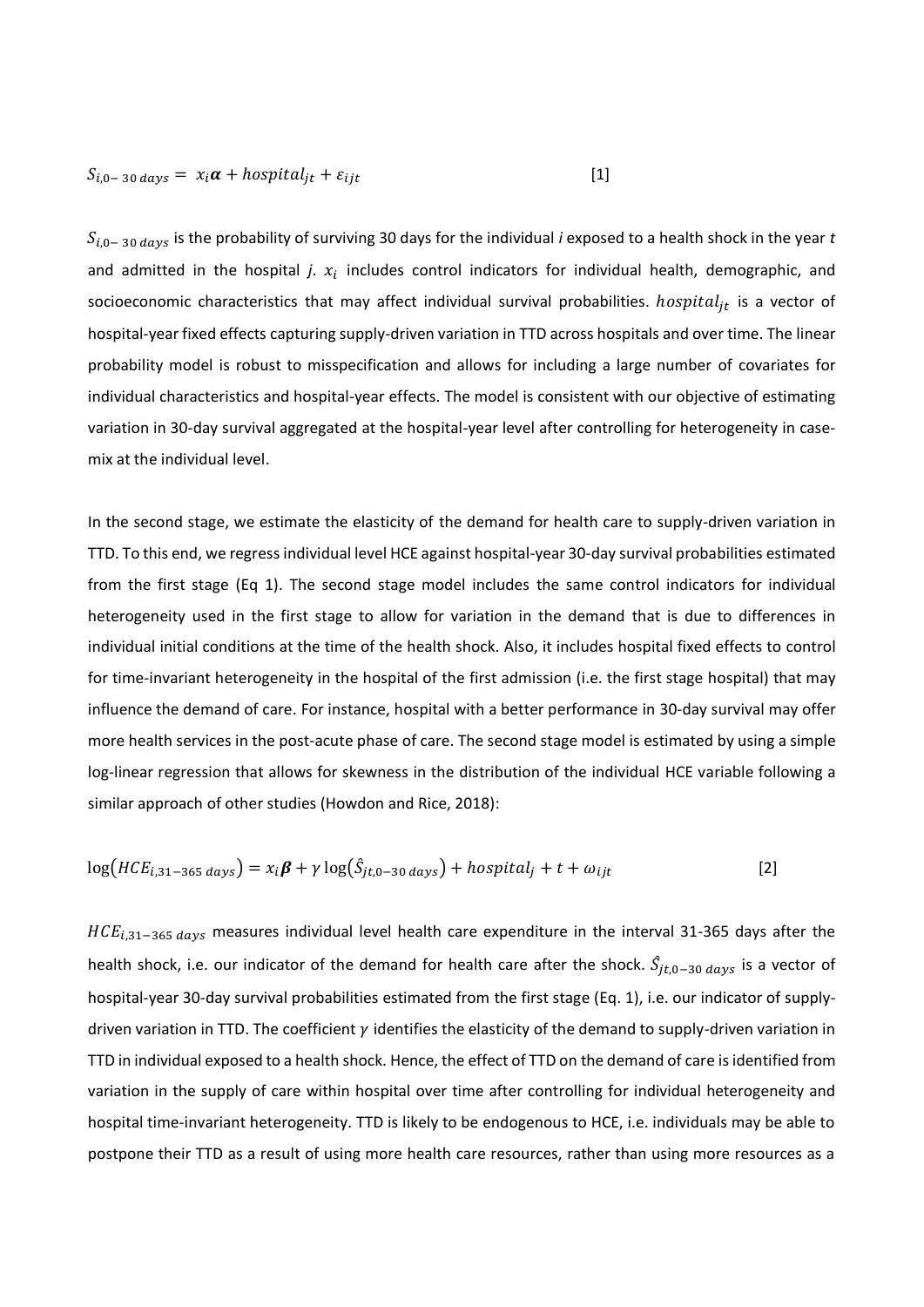$$S_{i,0-30\,days} = x_i\boldsymbol{\alpha} + hospital_{jt} + \varepsilon_{ijt} \quad [1]$$

$S_{i,0-30\,days}$ is the probability of surviving 30 days for the individual *i* exposed to a health shock in the year *t* and admitted in the hospital *j*. $x_i$ includes control indicators for individual health, demographic, and socioeconomic characteristics that may affect individual survival probabilities. $hospital_{jt}$ is a vector of hospital-year fixed effects capturing supply-driven variation in TTD across hospitals and over time. The linear probability model is robust to misspecification and allows for including a large number of covariates for individual characteristics and hospital-year effects. The model is consistent with our objective of estimating variation in 30-day survival aggregated at the hospital-year level after controlling for heterogeneity in case-mix at the individual level.

In the second stage, we estimate the elasticity of the demand for health care to supply-driven variation in TTD. To this end, we regress individual level HCE against hospital-year 30-day survival probabilities estimated from the first stage (Eq 1). The second stage model includes the same control indicators for individual heterogeneity used in the first stage to allow for variation in the demand that is due to differences in individual initial conditions at the time of the health shock. Also, it includes hospital fixed effects to control for time-invariant heterogeneity in the hospital of the first admission (i.e. the first stage hospital) that may influence the demand of care. For instance, hospital with a better performance in 30-day survival may offer more health services in the post-acute phase of care. The second stage model is estimated by using a simple log-linear regression that allows for skewness in the distribution of the individual HCE variable following a similar approach of other studies (Howdon and Rice, 2018):

$$\log\left(HCE_{i,31-365\,days}\right) = x_i\boldsymbol{\beta} + \gamma\log\left(\hat{S}_{jt,0-30\,days}\right) + hospital_j + t + \omega_{ijt} \quad [2]$$

$HCE_{i,31-365\,days}$ measures individual level health care expenditure in the interval 31-365 days after the health shock, i.e. our indicator of the demand for health care after the shock. $\hat{S}_{jt,0-30\,days}$ is a vector of hospital-year 30-day survival probabilities estimated from the first stage (Eq. 1), i.e. our indicator of supply-driven variation in TTD. The coefficient $\gamma$ identifies the elasticity of the demand to supply-driven variation in TTD in individual exposed to a health shock. Hence, the effect of TTD on the demand of care is identified from variation in the supply of care within hospital over time after controlling for individual heterogeneity and hospital time-invariant heterogeneity. TTD is likely to be endogenous to HCE, i.e. individuals may be able to postpone their TTD as a result of using more health care resources, rather than using more resources as a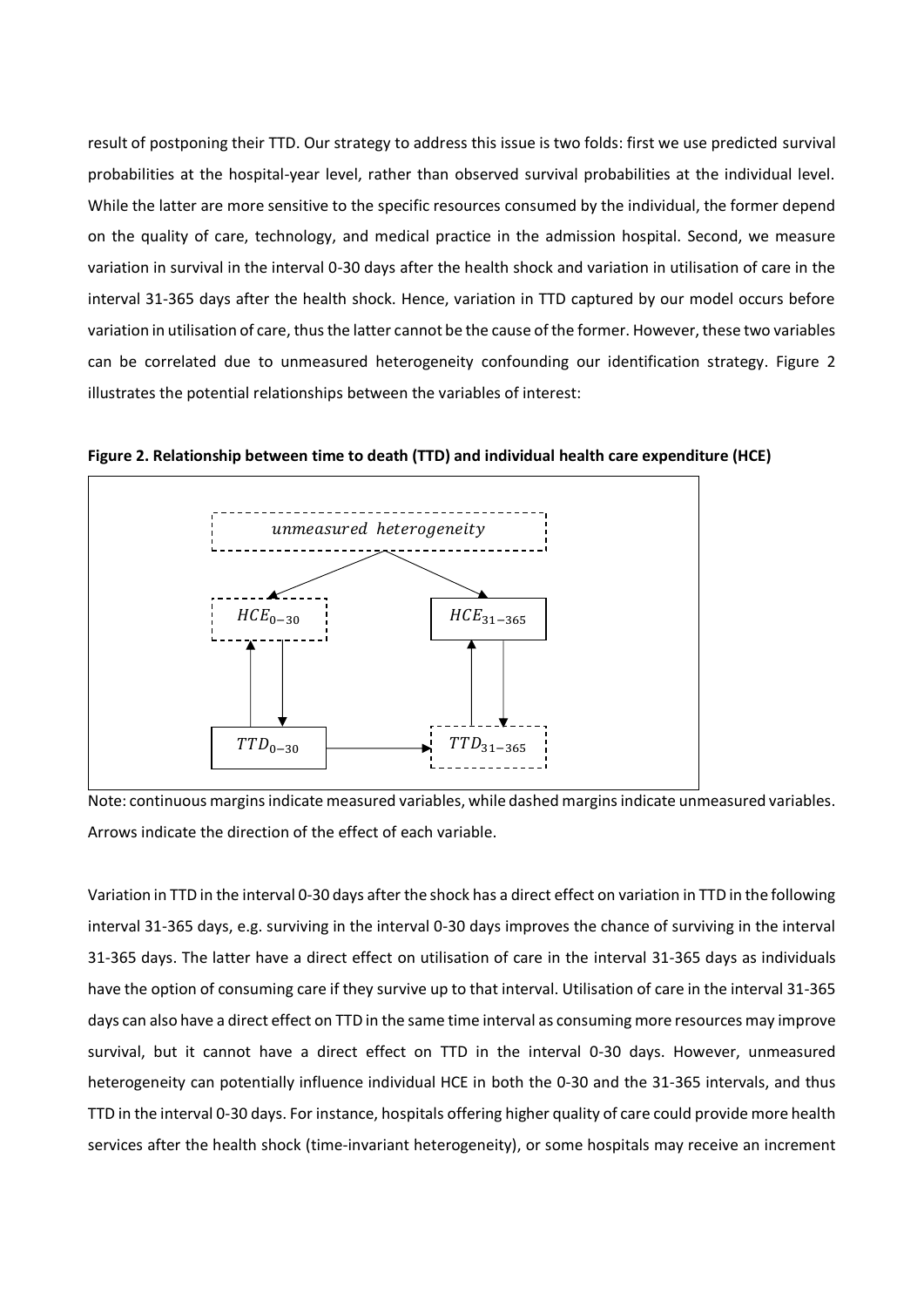result of postponing their TTD. Our strategy to address this issue is two folds: first we use predicted survival probabilities at the hospital-year level, rather than observed survival probabilities at the individual level. While the latter are more sensitive to the specific resources consumed by the individual, the former depend on the quality of care, technology, and medical practice in the admission hospital. Second, we measure variation in survival in the interval 0-30 days after the health shock and variation in utilisation of care in the interval 31-365 days after the health shock. Hence, variation in TTD captured by our model occurs before variation in utilisation of care, thus the latter cannot be the cause of the former. However, these two variables can be correlated due to unmeasured heterogeneity confounding our identification strategy. Figure 2 illustrates the potential relationships between the variables of interest:

**Figure 2. Relationship between time to death (TTD) and individual health care expenditure (HCE)**

Note: continuous margins indicate measured variables, while dashed margins indicate unmeasured variables. Arrows indicate the direction of the effect of each variable.

Variation in TTD in the interval 0-30 days after the shock has a direct effect on variation in TTD in the following interval 31-365 days, e.g. surviving in the interval 0-30 days improves the chance of surviving in the interval 31-365 days. The latter have a direct effect on utilisation of care in the interval 31-365 days as individuals have the option of consuming care if they survive up to that interval. Utilisation of care in the interval 31-365 days can also have a direct effect on TTD in the same time interval as consuming more resources may improve survival, but it cannot have a direct effect on TTD in the interval 0-30 days. However, unmeasured heterogeneity can potentially influence individual HCE in both the 0-30 and the 31-365 intervals, and thus TTD in the interval 0-30 days. For instance, hospitals offering higher quality of care could provide more health services after the health shock (time-invariant heterogeneity), or some hospitals may receive an increment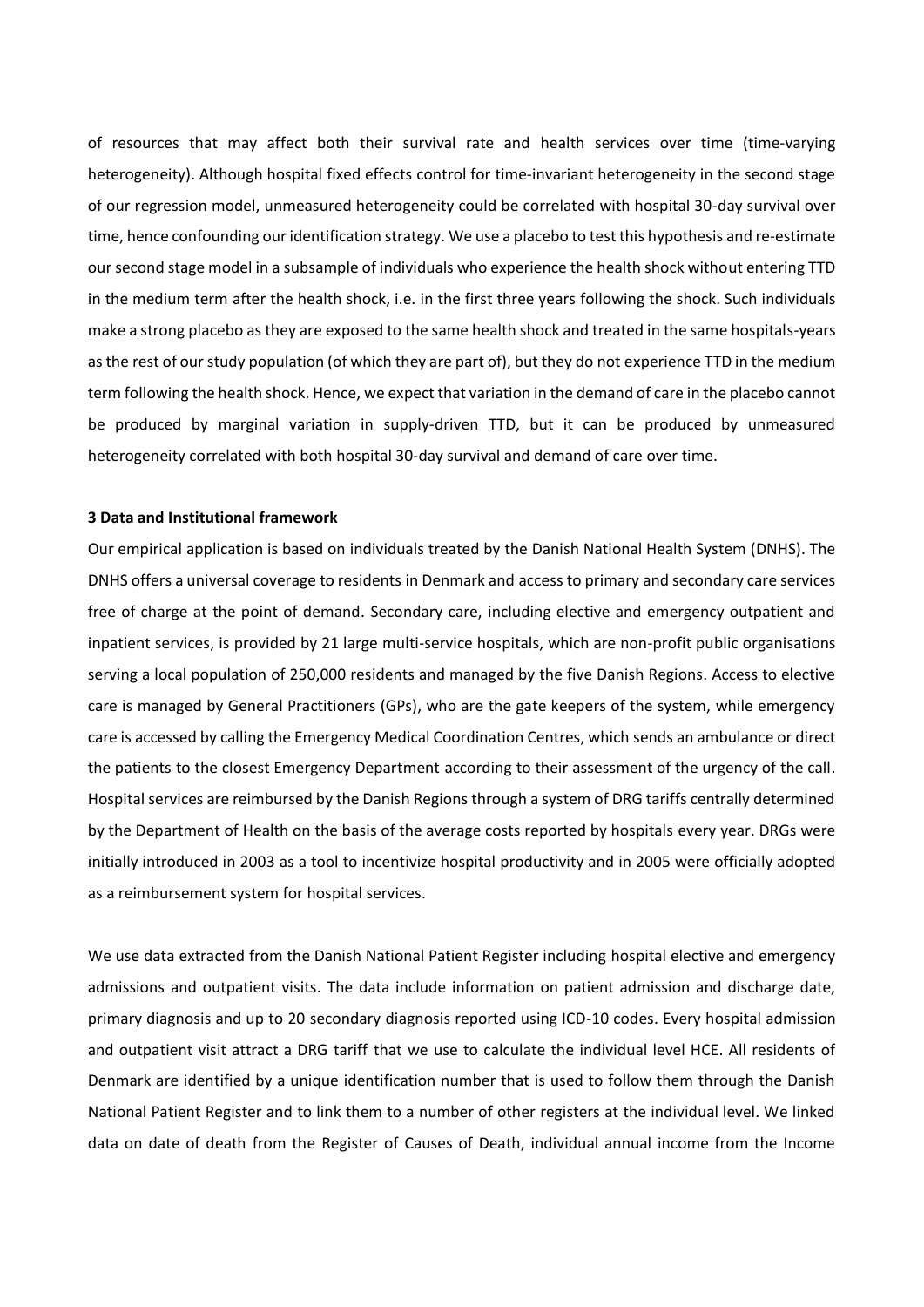of resources that may affect both their survival rate and health services over time (time-varying heterogeneity). Although hospital fixed effects control for time-invariant heterogeneity in the second stage of our regression model, unmeasured heterogeneity could be correlated with hospital 30-day survival over time, hence confounding our identification strategy. We use a placebo to test this hypothesis and re-estimate our second stage model in a subsample of individuals who experience the health shock without entering TTD in the medium term after the health shock, i.e. in the first three years following the shock. Such individuals make a strong placebo as they are exposed to the same health shock and treated in the same hospitals-years as the rest of our study population (of which they are part of), but they do not experience TTD in the medium term following the health shock. Hence, we expect that variation in the demand of care in the placebo cannot be produced by marginal variation in supply-driven TTD, but it can be produced by unmeasured heterogeneity correlated with both hospital 30-day survival and demand of care over time.

## 3 Data and Institutional framework

Our empirical application is based on individuals treated by the Danish National Health System (DNHS). The DNHS offers a universal coverage to residents in Denmark and access to primary and secondary care services free of charge at the point of demand. Secondary care, including elective and emergency outpatient and inpatient services, is provided by 21 large multi-service hospitals, which are non-profit public organisations serving a local population of 250,000 residents and managed by the five Danish Regions. Access to elective care is managed by General Practitioners (GPs), who are the gate keepers of the system, while emergency care is accessed by calling the Emergency Medical Coordination Centres, which sends an ambulance or direct the patients to the closest Emergency Department according to their assessment of the urgency of the call. Hospital services are reimbursed by the Danish Regions through a system of DRG tariffs centrally determined by the Department of Health on the basis of the average costs reported by hospitals every year. DRGs were initially introduced in 2003 as a tool to incentivize hospital productivity and in 2005 were officially adopted as a reimbursement system for hospital services.

We use data extracted from the Danish National Patient Register including hospital elective and emergency admissions and outpatient visits. The data include information on patient admission and discharge date, primary diagnosis and up to 20 secondary diagnosis reported using ICD-10 codes. Every hospital admission and outpatient visit attract a DRG tariff that we use to calculate the individual level HCE. All residents of Denmark are identified by a unique identification number that is used to follow them through the Danish National Patient Register and to link them to a number of other registers at the individual level. We linked data on date of death from the Register of Causes of Death, individual annual income from the Income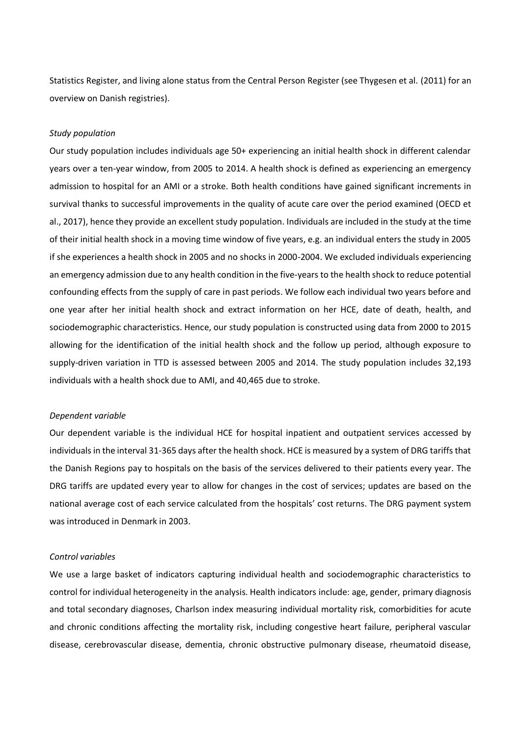Statistics Register, and living alone status from the Central Person Register (see Thygesen et al. (2011) for an overview on Danish registries).

*Study population*

Our study population includes individuals age 50+ experiencing an initial health shock in different calendar years over a ten-year window, from 2005 to 2014. A health shock is defined as experiencing an emergency admission to hospital for an AMI or a stroke. Both health conditions have gained significant increments in survival thanks to successful improvements in the quality of acute care over the period examined (OECD et al., 2017), hence they provide an excellent study population. Individuals are included in the study at the time of their initial health shock in a moving time window of five years, e.g. an individual enters the study in 2005 if she experiences a health shock in 2005 and no shocks in 2000-2004. We excluded individuals experiencing an emergency admission due to any health condition in the five-years to the health shock to reduce potential confounding effects from the supply of care in past periods. We follow each individual two years before and one year after her initial health shock and extract information on her HCE, date of death, health, and sociodemographic characteristics. Hence, our study population is constructed using data from 2000 to 2015 allowing for the identification of the initial health shock and the follow up period, although exposure to supply-driven variation in TTD is assessed between 2005 and 2014. The study population includes 32,193 individuals with a health shock due to AMI, and 40,465 due to stroke.

*Dependent variable*

Our dependent variable is the individual HCE for hospital inpatient and outpatient services accessed by individuals in the interval 31-365 days after the health shock. HCE is measured by a system of DRG tariffs that the Danish Regions pay to hospitals on the basis of the services delivered to their patients every year. The DRG tariffs are updated every year to allow for changes in the cost of services; updates are based on the national average cost of each service calculated from the hospitals' cost returns. The DRG payment system was introduced in Denmark in 2003.

*Control variables*

We use a large basket of indicators capturing individual health and sociodemographic characteristics to control for individual heterogeneity in the analysis. Health indicators include: age, gender, primary diagnosis and total secondary diagnoses, Charlson index measuring individual mortality risk, comorbidities for acute and chronic conditions affecting the mortality risk, including congestive heart failure, peripheral vascular disease, cerebrovascular disease, dementia, chronic obstructive pulmonary disease, rheumatoid disease,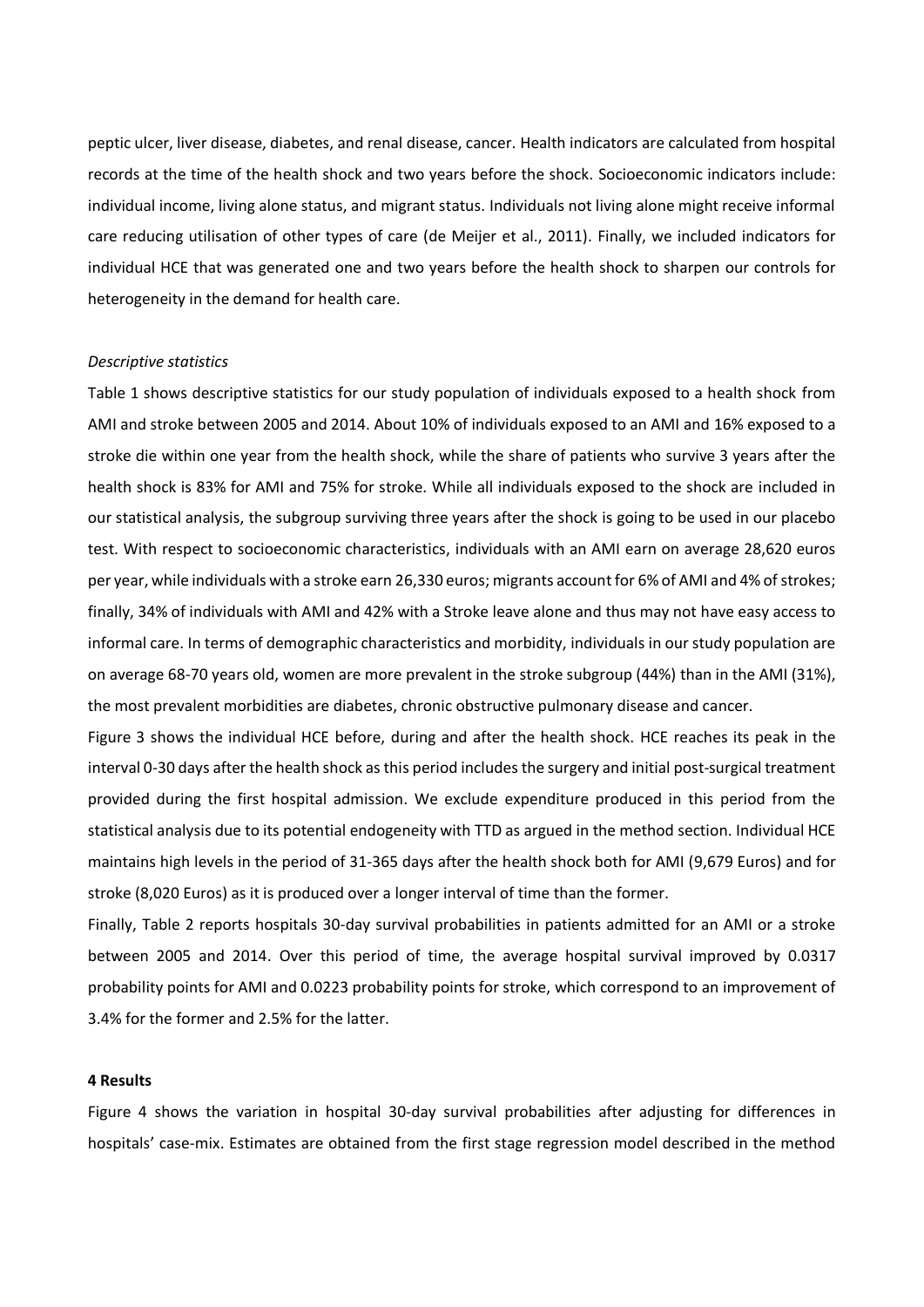peptic ulcer, liver disease, diabetes, and renal disease, cancer. Health indicators are calculated from hospital records at the time of the health shock and two years before the shock. Socioeconomic indicators include: individual income, living alone status, and migrant status. Individuals not living alone might receive informal care reducing utilisation of other types of care (de Meijer et al., 2011). Finally, we included indicators for individual HCE that was generated one and two years before the health shock to sharpen our controls for heterogeneity in the demand for health care.

*Descriptive statistics*

Table 1 shows descriptive statistics for our study population of individuals exposed to a health shock from AMI and stroke between 2005 and 2014. About 10% of individuals exposed to an AMI and 16% exposed to a stroke die within one year from the health shock, while the share of patients who survive 3 years after the health shock is 83% for AMI and 75% for stroke. While all individuals exposed to the shock are included in our statistical analysis, the subgroup surviving three years after the shock is going to be used in our placebo test. With respect to socioeconomic characteristics, individuals with an AMI earn on average 28,620 euros per year, while individuals with a stroke earn 26,330 euros; migrants account for 6% of AMI and 4% of strokes; finally, 34% of individuals with AMI and 42% with a Stroke leave alone and thus may not have easy access to informal care. In terms of demographic characteristics and morbidity, individuals in our study population are on average 68-70 years old, women are more prevalent in the stroke subgroup (44%) than in the AMI (31%), the most prevalent morbidities are diabetes, chronic obstructive pulmonary disease and cancer.

Figure 3 shows the individual HCE before, during and after the health shock. HCE reaches its peak in the interval 0-30 days after the health shock as this period includes the surgery and initial post-surgical treatment provided during the first hospital admission. We exclude expenditure produced in this period from the statistical analysis due to its potential endogeneity with TTD as argued in the method section. Individual HCE maintains high levels in the period of 31-365 days after the health shock both for AMI (9,679 Euros) and for stroke (8,020 Euros) as it is produced over a longer interval of time than the former.

Finally, Table 2 reports hospitals 30-day survival probabilities in patients admitted for an AMI or a stroke between 2005 and 2014. Over this period of time, the average hospital survival improved by 0.0317 probability points for AMI and 0.0223 probability points for stroke, which correspond to an improvement of 3.4% for the former and 2.5% for the latter.

## 4 Results

Figure 4 shows the variation in hospital 30-day survival probabilities after adjusting for differences in hospitals' case-mix. Estimates are obtained from the first stage regression model described in the method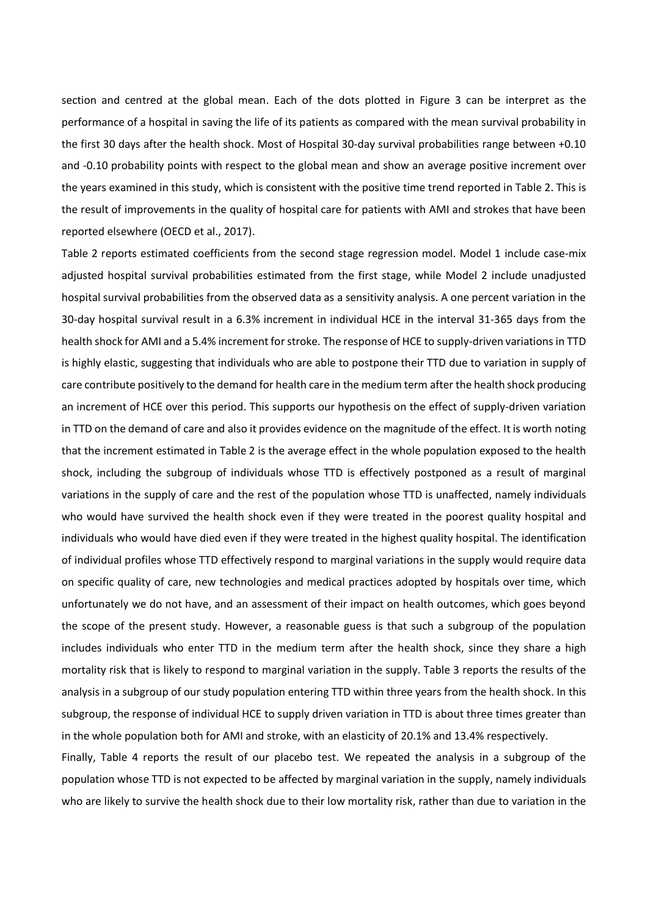section and centred at the global mean. Each of the dots plotted in Figure 3 can be interpret as the performance of a hospital in saving the life of its patients as compared with the mean survival probability in the first 30 days after the health shock. Most of Hospital 30-day survival probabilities range between +0.10 and -0.10 probability points with respect to the global mean and show an average positive increment over the years examined in this study, which is consistent with the positive time trend reported in Table 2. This is the result of improvements in the quality of hospital care for patients with AMI and strokes that have been reported elsewhere (OECD et al., 2017).

Table 2 reports estimated coefficients from the second stage regression model. Model 1 include case-mix adjusted hospital survival probabilities estimated from the first stage, while Model 2 include unadjusted hospital survival probabilities from the observed data as a sensitivity analysis. A one percent variation in the 30-day hospital survival result in a 6.3% increment in individual HCE in the interval 31-365 days from the health shock for AMI and a 5.4% increment for stroke. The response of HCE to supply-driven variations in TTD is highly elastic, suggesting that individuals who are able to postpone their TTD due to variation in supply of care contribute positively to the demand for health care in the medium term after the health shock producing an increment of HCE over this period. This supports our hypothesis on the effect of supply-driven variation in TTD on the demand of care and also it provides evidence on the magnitude of the effect. It is worth noting that the increment estimated in Table 2 is the average effect in the whole population exposed to the health shock, including the subgroup of individuals whose TTD is effectively postponed as a result of marginal variations in the supply of care and the rest of the population whose TTD is unaffected, namely individuals who would have survived the health shock even if they were treated in the poorest quality hospital and individuals who would have died even if they were treated in the highest quality hospital. The identification of individual profiles whose TTD effectively respond to marginal variations in the supply would require data on specific quality of care, new technologies and medical practices adopted by hospitals over time, which unfortunately we do not have, and an assessment of their impact on health outcomes, which goes beyond the scope of the present study. However, a reasonable guess is that such a subgroup of the population includes individuals who enter TTD in the medium term after the health shock, since they share a high mortality risk that is likely to respond to marginal variation in the supply. Table 3 reports the results of the analysis in a subgroup of our study population entering TTD within three years from the health shock. In this subgroup, the response of individual HCE to supply driven variation in TTD is about three times greater than in the whole population both for AMI and stroke, with an elasticity of 20.1% and 13.4% respectively.

Finally, Table 4 reports the result of our placebo test. We repeated the analysis in a subgroup of the population whose TTD is not expected to be affected by marginal variation in the supply, namely individuals who are likely to survive the health shock due to their low mortality risk, rather than due to variation in the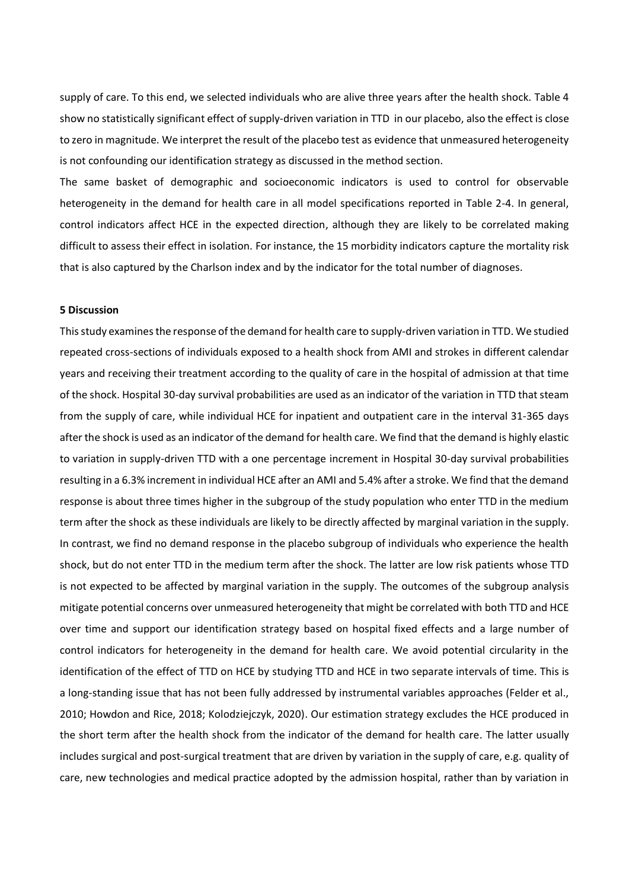supply of care. To this end, we selected individuals who are alive three years after the health shock. Table 4 show no statistically significant effect of supply-driven variation in TTD in our placebo, also the effect is close to zero in magnitude. We interpret the result of the placebo test as evidence that unmeasured heterogeneity is not confounding our identification strategy as discussed in the method section.

The same basket of demographic and socioeconomic indicators is used to control for observable heterogeneity in the demand for health care in all model specifications reported in Table 2-4. In general, control indicators affect HCE in the expected direction, although they are likely to be correlated making difficult to assess their effect in isolation. For instance, the 15 morbidity indicators capture the mortality risk that is also captured by the Charlson index and by the indicator for the total number of diagnoses.

**5 Discussion**

This study examines the response of the demand for health care to supply-driven variation in TTD. We studied repeated cross-sections of individuals exposed to a health shock from AMI and strokes in different calendar years and receiving their treatment according to the quality of care in the hospital of admission at that time of the shock. Hospital 30-day survival probabilities are used as an indicator of the variation in TTD that steam from the supply of care, while individual HCE for inpatient and outpatient care in the interval 31-365 days after the shock is used as an indicator of the demand for health care. We find that the demand is highly elastic to variation in supply-driven TTD with a one percentage increment in Hospital 30-day survival probabilities resulting in a 6.3% increment in individual HCE after an AMI and 5.4% after a stroke. We find that the demand response is about three times higher in the subgroup of the study population who enter TTD in the medium term after the shock as these individuals are likely to be directly affected by marginal variation in the supply. In contrast, we find no demand response in the placebo subgroup of individuals who experience the health shock, but do not enter TTD in the medium term after the shock. The latter are low risk patients whose TTD is not expected to be affected by marginal variation in the supply. The outcomes of the subgroup analysis mitigate potential concerns over unmeasured heterogeneity that might be correlated with both TTD and HCE over time and support our identification strategy based on hospital fixed effects and a large number of control indicators for heterogeneity in the demand for health care. We avoid potential circularity in the identification of the effect of TTD on HCE by studying TTD and HCE in two separate intervals of time. This is a long-standing issue that has not been fully addressed by instrumental variables approaches (Felder et al., 2010; Howdon and Rice, 2018; Kolodziejczyk, 2020). Our estimation strategy excludes the HCE produced in the short term after the health shock from the indicator of the demand for health care. The latter usually includes surgical and post-surgical treatment that are driven by variation in the supply of care, e.g. quality of care, new technologies and medical practice adopted by the admission hospital, rather than by variation in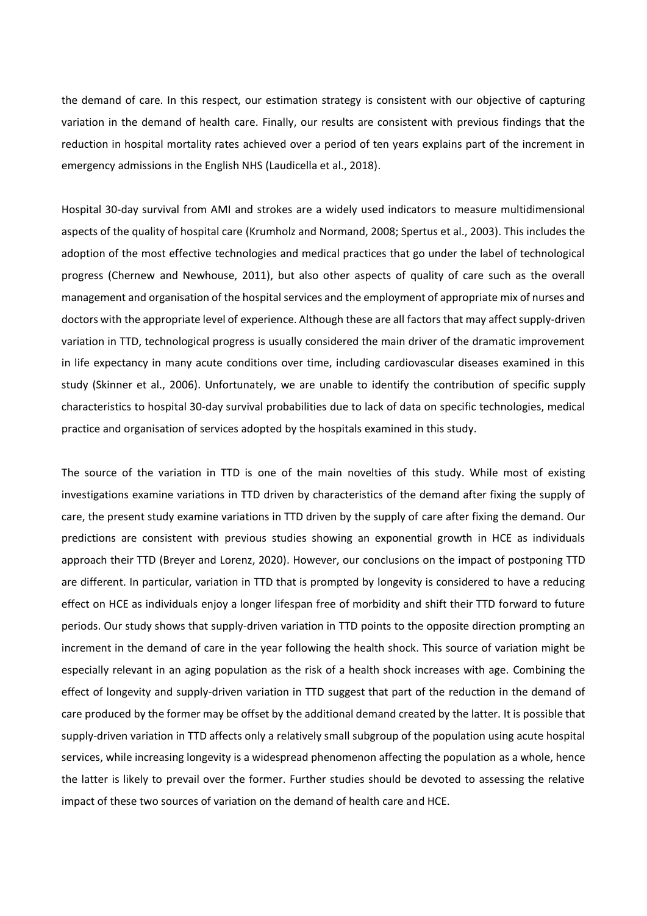the demand of care. In this respect, our estimation strategy is consistent with our objective of capturing variation in the demand of health care. Finally, our results are consistent with previous findings that the reduction in hospital mortality rates achieved over a period of ten years explains part of the increment in emergency admissions in the English NHS (Laudicella et al., 2018).

Hospital 30-day survival from AMI and strokes are a widely used indicators to measure multidimensional aspects of the quality of hospital care (Krumholz and Normand, 2008; Spertus et al., 2003). This includes the adoption of the most effective technologies and medical practices that go under the label of technological progress (Chernew and Newhouse, 2011), but also other aspects of quality of care such as the overall management and organisation of the hospital services and the employment of appropriate mix of nurses and doctors with the appropriate level of experience. Although these are all factors that may affect supply-driven variation in TTD, technological progress is usually considered the main driver of the dramatic improvement in life expectancy in many acute conditions over time, including cardiovascular diseases examined in this study (Skinner et al., 2006). Unfortunately, we are unable to identify the contribution of specific supply characteristics to hospital 30-day survival probabilities due to lack of data on specific technologies, medical practice and organisation of services adopted by the hospitals examined in this study.

The source of the variation in TTD is one of the main novelties of this study. While most of existing investigations examine variations in TTD driven by characteristics of the demand after fixing the supply of care, the present study examine variations in TTD driven by the supply of care after fixing the demand. Our predictions are consistent with previous studies showing an exponential growth in HCE as individuals approach their TTD (Breyer and Lorenz, 2020). However, our conclusions on the impact of postponing TTD are different. In particular, variation in TTD that is prompted by longevity is considered to have a reducing effect on HCE as individuals enjoy a longer lifespan free of morbidity and shift their TTD forward to future periods. Our study shows that supply-driven variation in TTD points to the opposite direction prompting an increment in the demand of care in the year following the health shock. This source of variation might be especially relevant in an aging population as the risk of a health shock increases with age. Combining the effect of longevity and supply-driven variation in TTD suggest that part of the reduction in the demand of care produced by the former may be offset by the additional demand created by the latter. It is possible that supply-driven variation in TTD affects only a relatively small subgroup of the population using acute hospital services, while increasing longevity is a widespread phenomenon affecting the population as a whole, hence the latter is likely to prevail over the former. Further studies should be devoted to assessing the relative impact of these two sources of variation on the demand of health care and HCE.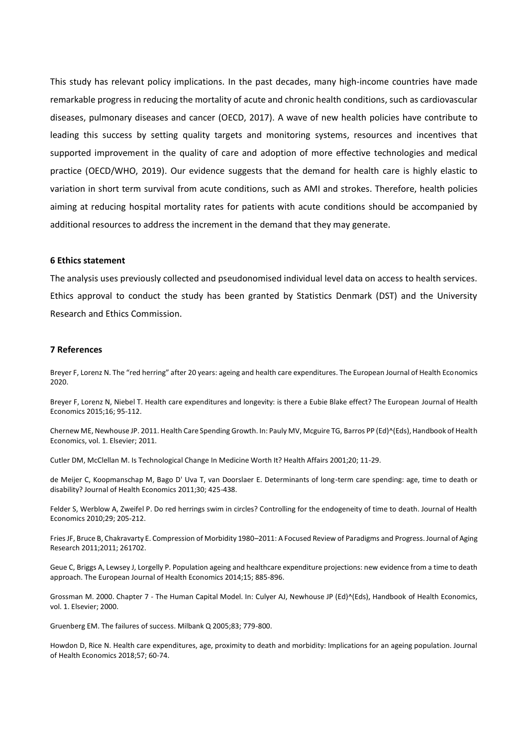This study has relevant policy implications. In the past decades, many high-income countries have made remarkable progress in reducing the mortality of acute and chronic health conditions, such as cardiovascular diseases, pulmonary diseases and cancer (OECD, 2017). A wave of new health policies have contribute to leading this success by setting quality targets and monitoring systems, resources and incentives that supported improvement in the quality of care and adoption of more effective technologies and medical practice (OECD/WHO, 2019). Our evidence suggests that the demand for health care is highly elastic to variation in short term survival from acute conditions, such as AMI and strokes. Therefore, health policies aiming at reducing hospital mortality rates for patients with acute conditions should be accompanied by additional resources to address the increment in the demand that they may generate.

## 6 Ethics statement

The analysis uses previously collected and pseudonomised individual level data on access to health services. Ethics approval to conduct the study has been granted by Statistics Denmark (DST) and the University Research and Ethics Commission.

## 7 References

Breyer F, Lorenz N. The "red herring" after 20 years: ageing and health care expenditures. The European Journal of Health Economics 2020.

Breyer F, Lorenz N, Niebel T. Health care expenditures and longevity: is there a Eubie Blake effect? The European Journal of Health Economics 2015;16; 95-112.

Chernew ME, Newhouse JP. 2011. Health Care Spending Growth. In: Pauly MV, Mcguire TG, Barros PP (Ed)^(Eds), Handbook of Health Economics, vol. 1. Elsevier; 2011.

Cutler DM, McClellan M. Is Technological Change In Medicine Worth It? Health Affairs 2001;20; 11-29.

de Meijer C, Koopmanschap M, Bago D' Uva T, van Doorslaer E. Determinants of long-term care spending: age, time to death or disability? Journal of Health Economics 2011;30; 425-438.

Felder S, Werblow A, Zweifel P. Do red herrings swim in circles? Controlling for the endogeneity of time to death. Journal of Health Economics 2010;29; 205-212.

Fries JF, Bruce B, Chakravarty E. Compression of Morbidity 1980–2011: A Focused Review of Paradigms and Progress. Journal of Aging Research 2011;2011; 261702.

Geue C, Briggs A, Lewsey J, Lorgelly P. Population ageing and healthcare expenditure projections: new evidence from a time to death approach. The European Journal of Health Economics 2014;15; 885-896.

Grossman M. 2000. Chapter 7 - The Human Capital Model. In: Culyer AJ, Newhouse JP (Ed)^(Eds), Handbook of Health Economics, vol. 1. Elsevier; 2000.

Gruenberg EM. The failures of success. Milbank Q 2005;83; 779-800.

Howdon D, Rice N. Health care expenditures, age, proximity to death and morbidity: Implications for an ageing population. Journal of Health Economics 2018;57; 60-74.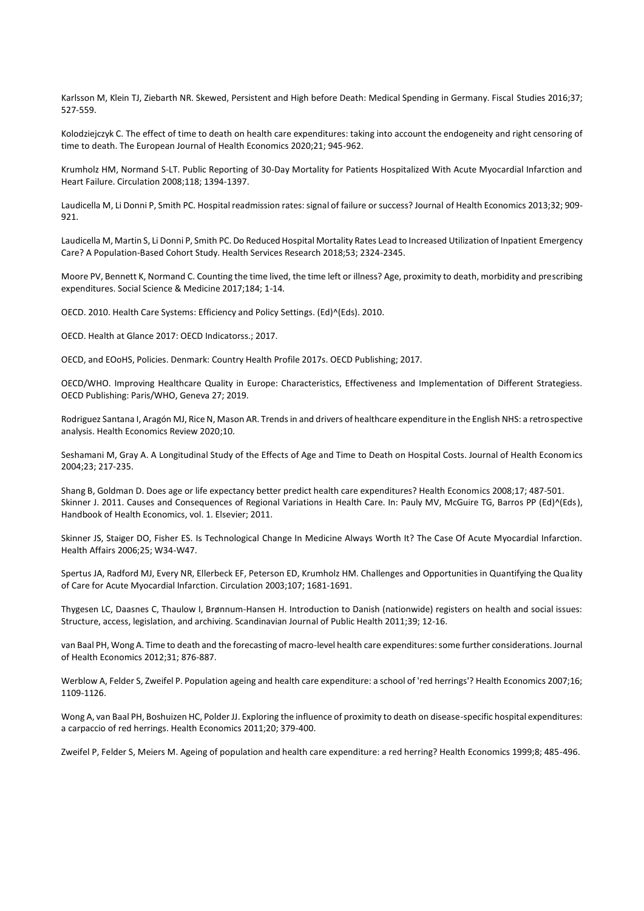Karlsson M, Klein TJ, Ziebarth NR. Skewed, Persistent and High before Death: Medical Spending in Germany. Fiscal Studies 2016;37; 527-559.

Kolodziejczyk C. The effect of time to death on health care expenditures: taking into account the endogeneity and right censoring of time to death. The European Journal of Health Economics 2020;21; 945-962.

Krumholz HM, Normand S-LT. Public Reporting of 30-Day Mortality for Patients Hospitalized With Acute Myocardial Infarction and Heart Failure. Circulation 2008;118; 1394-1397.

Laudicella M, Li Donni P, Smith PC. Hospital readmission rates: signal of failure or success? Journal of Health Economics 2013;32; 909-921.

Laudicella M, Martin S, Li Donni P, Smith PC. Do Reduced Hospital Mortality Rates Lead to Increased Utilization of Inpatient Emergency Care? A Population-Based Cohort Study. Health Services Research 2018;53; 2324-2345.

Moore PV, Bennett K, Normand C. Counting the time lived, the time left or illness? Age, proximity to death, morbidity and prescribing expenditures. Social Science & Medicine 2017;184; 1-14.

OECD. 2010. Health Care Systems: Efficiency and Policy Settings. (Ed)^(Eds). 2010.

OECD. Health at Glance 2017: OECD Indicatorss.; 2017.

OECD, and EOoHS, Policies. Denmark: Country Health Profile 2017s. OECD Publishing; 2017.

OECD/WHO. Improving Healthcare Quality in Europe: Characteristics, Effectiveness and Implementation of Different Strategiess. OECD Publishing: Paris/WHO, Geneva 27; 2019.

Rodriguez Santana I, Aragón MJ, Rice N, Mason AR. Trends in and drivers of healthcare expenditure in the English NHS: a retrospective analysis. Health Economics Review 2020;10.

Seshamani M, Gray A. A Longitudinal Study of the Effects of Age and Time to Death on Hospital Costs. Journal of Health Economics 2004;23; 217-235.

Shang B, Goldman D. Does age or life expectancy better predict health care expenditures? Health Economics 2008;17; 487-501.
Skinner J. 2011. Causes and Consequences of Regional Variations in Health Care. In: Pauly MV, McGuire TG, Barros PP (Ed)^(Eds), Handbook of Health Economics, vol. 1. Elsevier; 2011.

Skinner JS, Staiger DO, Fisher ES. Is Technological Change In Medicine Always Worth It? The Case Of Acute Myocardial Infarction. Health Affairs 2006;25; W34-W47.

Spertus JA, Radford MJ, Every NR, Ellerbeck EF, Peterson ED, Krumholz HM. Challenges and Opportunities in Quantifying the Quality of Care for Acute Myocardial Infarction. Circulation 2003;107; 1681-1691.

Thygesen LC, Daasnes C, Thaulow I, Brønnum-Hansen H. Introduction to Danish (nationwide) registers on health and social issues: Structure, access, legislation, and archiving. Scandinavian Journal of Public Health 2011;39; 12-16.

van Baal PH, Wong A. Time to death and the forecasting of macro-level health care expenditures: some further considerations. Journal of Health Economics 2012;31; 876-887.

Werblow A, Felder S, Zweifel P. Population ageing and health care expenditure: a school of 'red herrings'? Health Economics 2007;16; 1109-1126.

Wong A, van Baal PH, Boshuizen HC, Polder JJ. Exploring the influence of proximity to death on disease-specific hospital expenditures: a carpaccio of red herrings. Health Economics 2011;20; 379-400.

Zweifel P, Felder S, Meiers M. Ageing of population and health care expenditure: a red herring? Health Economics 1999;8; 485-496.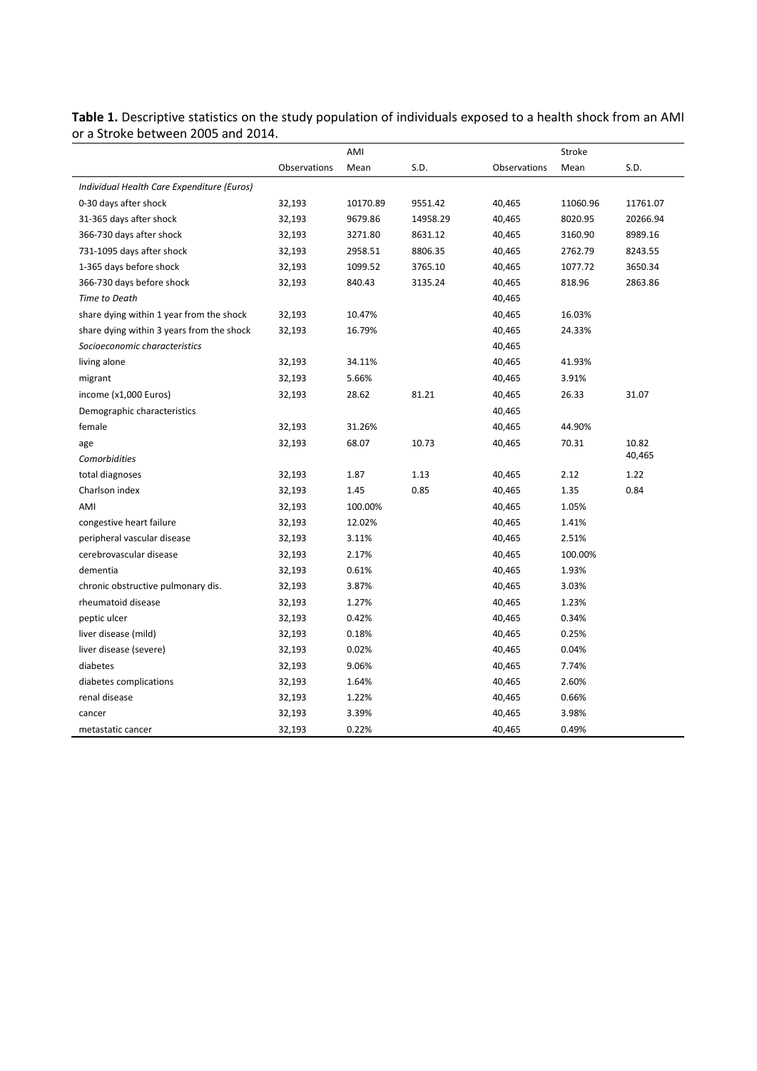**Table 1.** Descriptive statistics on the study population of individuals exposed to a health shock from an AMI or a Stroke between 2005 and 2014.

| | | AMI | | | Stroke | |
|---|---|---|---|---|---|---|
| | Observations | Mean | S.D. | Observations | Mean | S.D. |
| *Individual Health Care Expenditure (Euros)* | | | | | | |
| 0-30 days after shock | 32,193 | 10170.89 | 9551.42 | 40,465 | 11060.96 | 11761.07 |
| 31-365 days after shock | 32,193 | 9679.86 | 14958.29 | 40,465 | 8020.95 | 20266.94 |
| 366-730 days after shock | 32,193 | 3271.80 | 8631.12 | 40,465 | 3160.90 | 8989.16 |
| 731-1095 days after shock | 32,193 | 2958.51 | 8806.35 | 40,465 | 2762.79 | 8243.55 |
| 1-365 days before shock | 32,193 | 1099.52 | 3765.10 | 40,465 | 1077.72 | 3650.34 |
| 366-730 days before shock | 32,193 | 840.43 | 3135.24 | 40,465 | 818.96 | 2863.86 |
| *Time to Death* | | | | 40,465 | | |
| share dying within 1 year from the shock | 32,193 | 10.47% | | 40,465 | 16.03% | |
| share dying within 3 years from the shock | 32,193 | 16.79% | | 40,465 | 24.33% | |
| *Socioeconomic characteristics* | | | | 40,465 | | |
| living alone | 32,193 | 34.11% | | 40,465 | 41.93% | |
| migrant | 32,193 | 5.66% | | 40,465 | 3.91% | |
| income (x1,000 Euros) | 32,193 | 28.62 | 81.21 | 40,465 | 26.33 | 31.07 |
| Demographic characteristics | | | | 40,465 | | |
| female | 32,193 | 31.26% | | 40,465 | 44.90% | |
| age | 32,193 | 68.07 | 10.73 | 40,465 | 70.31 | 10.82 |
| *Comorbidities* | | | | | | 40,465 |
| total diagnoses | 32,193 | 1.87 | 1.13 | 40,465 | 2.12 | 1.22 |
| Charlson index | 32,193 | 1.45 | 0.85 | 40,465 | 1.35 | 0.84 |
| AMI | 32,193 | 100.00% | | 40,465 | 1.05% | |
| congestive heart failure | 32,193 | 12.02% | | 40,465 | 1.41% | |
| peripheral vascular disease | 32,193 | 3.11% | | 40,465 | 2.51% | |
| cerebrovascular disease | 32,193 | 2.17% | | 40,465 | 100.00% | |
| dementia | 32,193 | 0.61% | | 40,465 | 1.93% | |
| chronic obstructive pulmonary dis. | 32,193 | 3.87% | | 40,465 | 3.03% | |
| rheumatoid disease | 32,193 | 1.27% | | 40,465 | 1.23% | |
| peptic ulcer | 32,193 | 0.42% | | 40,465 | 0.34% | |
| liver disease (mild) | 32,193 | 0.18% | | 40,465 | 0.25% | |
| liver disease (severe) | 32,193 | 0.02% | | 40,465 | 0.04% | |
| diabetes | 32,193 | 9.06% | | 40,465 | 7.74% | |
| diabetes complications | 32,193 | 1.64% | | 40,465 | 2.60% | |
| renal disease | 32,193 | 1.22% | | 40,465 | 0.66% | |
| cancer | 32,193 | 3.39% | | 40,465 | 3.98% | |
| metastatic cancer | 32,193 | 0.22% | | 40,465 | 0.49% | |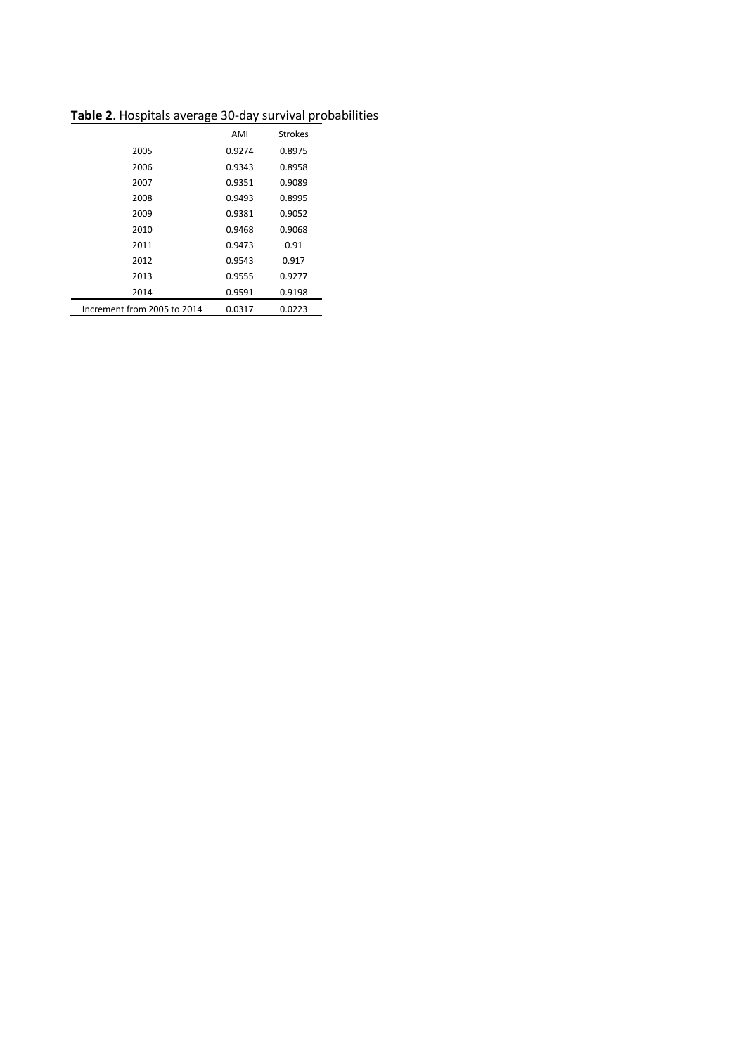**Table 2**. Hospitals average 30-day survival probabilities

| | AMI | Strokes |
|---|---|---|
| 2005 | 0.9274 | 0.8975 |
| 2006 | 0.9343 | 0.8958 |
| 2007 | 0.9351 | 0.9089 |
| 2008 | 0.9493 | 0.8995 |
| 2009 | 0.9381 | 0.9052 |
| 2010 | 0.9468 | 0.9068 |
| 2011 | 0.9473 | 0.91 |
| 2012 | 0.9543 | 0.917 |
| 2013 | 0.9555 | 0.9277 |
| 2014 | 0.9591 | 0.9198 |
| Increment from 2005 to 2014 | 0.0317 | 0.0223 |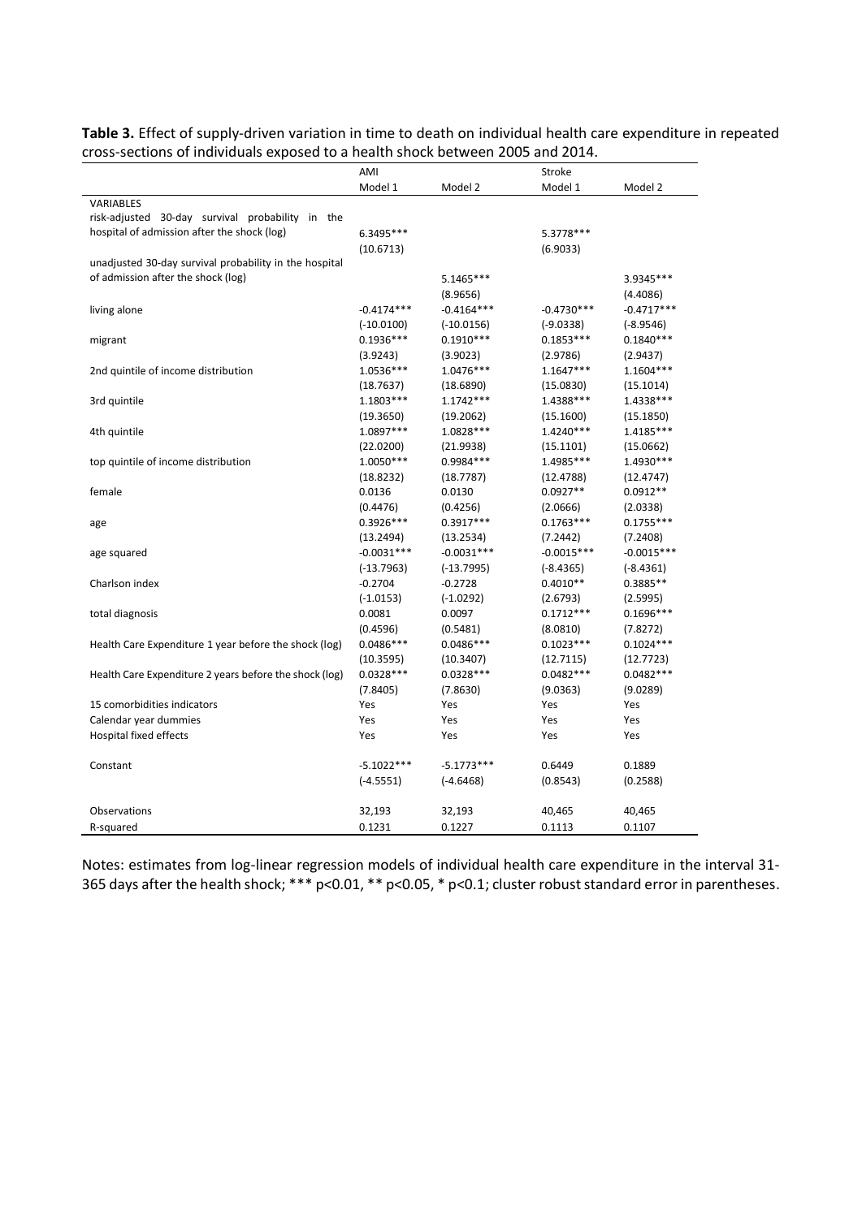**Table 3.** Effect of supply-driven variation in time to death on individual health care expenditure in repeated cross-sections of individuals exposed to a health shock between 2005 and 2014.

| | AMI | | Stroke | |
|---|---|---|---|---|
| | Model 1 | Model 2 | Model 1 | Model 2 |
| VARIABLES | | | | |
| risk-adjusted 30-day survival probability in the hospital of admission after the shock (log) | 6.3495*** | | 5.3778*** | |
| | (10.6713) | | (6.9033) | |
| unadjusted 30-day survival probability in the hospital of admission after the shock (log) | | 5.1465*** | | 3.9345*** |
| | | (8.9656) | | (4.4086) |
| living alone | -0.4174*** | -0.4164*** | -0.4730*** | -0.4717*** |
| | (-10.0100) | (-10.0156) | (-9.0338) | (-8.9546) |
| migrant | 0.1936*** | 0.1910*** | 0.1853*** | 0.1840*** |
| | (3.9243) | (3.9023) | (2.9786) | (2.9437) |
| 2nd quintile of income distribution | 1.0536*** | 1.0476*** | 1.1647*** | 1.1604*** |
| | (18.7637) | (18.6890) | (15.0830) | (15.1014) |
| 3rd quintile | 1.1803*** | 1.1742*** | 1.4388*** | 1.4338*** |
| | (19.3650) | (19.2062) | (15.1600) | (15.1850) |
| 4th quintile | 1.0897*** | 1.0828*** | 1.4240*** | 1.4185*** |
| | (22.0200) | (21.9938) | (15.1101) | (15.0662) |
| top quintile of income distribution | 1.0050*** | 0.9984*** | 1.4985*** | 1.4930*** |
| | (18.8232) | (18.7787) | (12.4788) | (12.4747) |
| female | 0.0136 | 0.0130 | 0.0927** | 0.0912** |
| | (0.4476) | (0.4256) | (2.0666) | (2.0338) |
| age | 0.3926*** | 0.3917*** | 0.1763*** | 0.1755*** |
| | (13.2494) | (13.2534) | (7.2442) | (7.2408) |
| age squared | -0.0031*** | -0.0031*** | -0.0015*** | -0.0015*** |
| | (-13.7963) | (-13.7995) | (-8.4365) | (-8.4361) |
| Charlson index | -0.2704 | -0.2728 | 0.4010** | 0.3885** |
| | (-1.0153) | (-1.0292) | (2.6793) | (2.5995) |
| total diagnosis | 0.0081 | 0.0097 | 0.1712*** | 0.1696*** |
| | (0.4596) | (0.5481) | (8.0810) | (7.8272) |
| Health Care Expenditure 1 year before the shock (log) | 0.0486*** | 0.0486*** | 0.1023*** | 0.1024*** |
| | (10.3595) | (10.3407) | (12.7115) | (12.7723) |
| Health Care Expenditure 2 years before the shock (log) | 0.0328*** | 0.0328*** | 0.0482*** | 0.0482*** |
| | (7.8405) | (7.8630) | (9.0363) | (9.0289) |
| 15 comorbidities indicators | Yes | Yes | Yes | Yes |
| Calendar year dummies | Yes | Yes | Yes | Yes |
| Hospital fixed effects | Yes | Yes | Yes | Yes |
| Constant | -5.1022*** | -5.1773*** | 0.6449 | 0.1889 |
| | (-4.5551) | (-4.6468) | (0.8543) | (0.2588) |
| Observations | 32,193 | 32,193 | 40,465 | 40,465 |
| R-squared | 0.1231 | 0.1227 | 0.1113 | 0.1107 |

Notes: estimates from log-linear regression models of individual health care expenditure in the interval 31-365 days after the health shock; *** p<0.01, ** p<0.05, * p<0.1; cluster robust standard error in parentheses.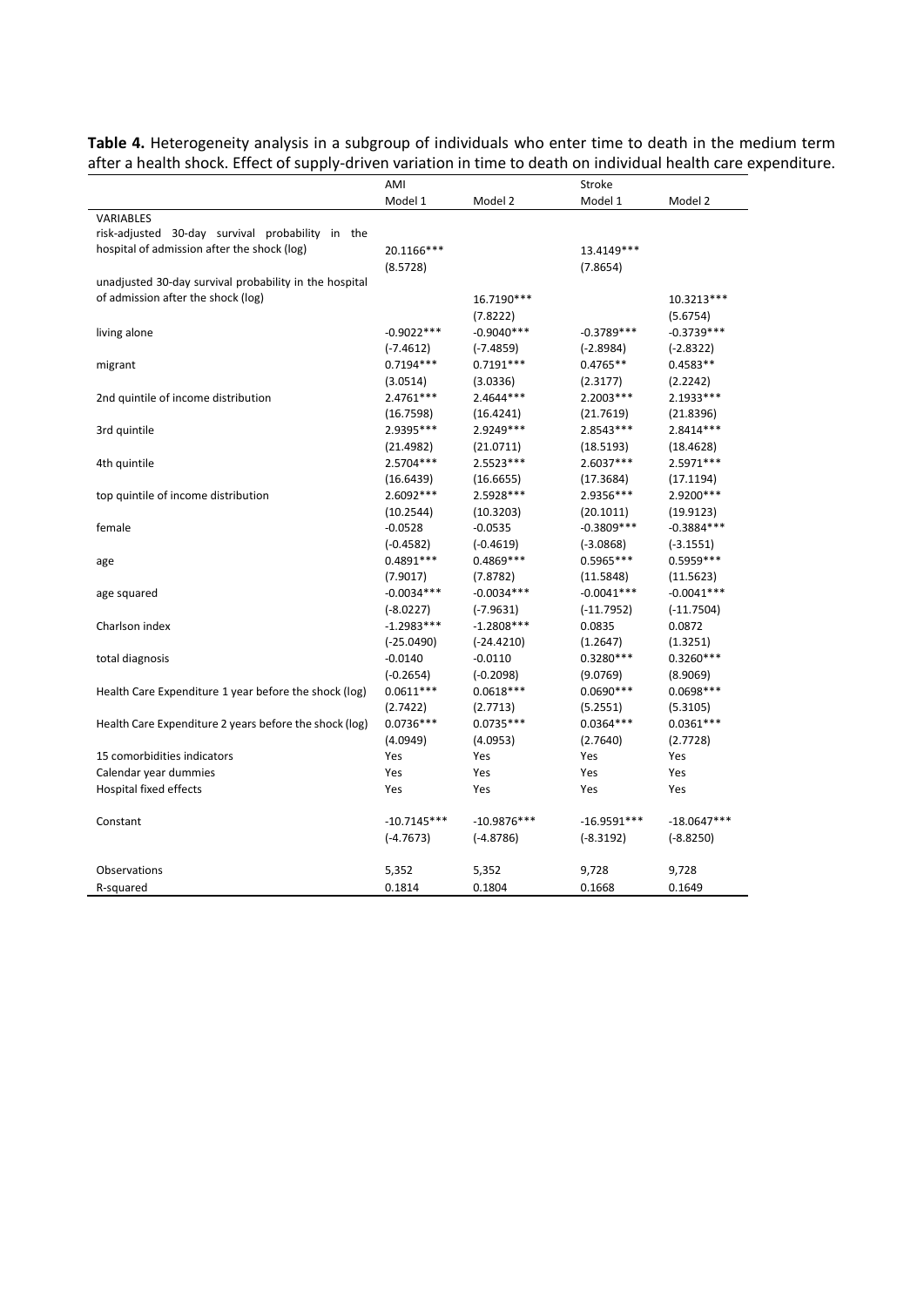**Table 4.** Heterogeneity analysis in a subgroup of individuals who enter time to death in the medium term after a health shock. Effect of supply-driven variation in time to death on individual health care expenditure.

| | AMI | | Stroke | |
|---|---|---|---|---|
| | Model 1 | Model 2 | Model 1 | Model 2 |
| VARIABLES | | | | |
| risk-adjusted 30-day survival probability in the hospital of admission after the shock (log) | 20.1166*** | | 13.4149*** | |
| | (8.5728) | | (7.8654) | |
| unadjusted 30-day survival probability in the hospital of admission after the shock (log) | | 16.7190*** | | 10.3213*** |
| | | (7.8222) | | (5.6754) |
| living alone | -0.9022*** | -0.9040*** | -0.3789*** | -0.3739*** |
| | (-7.4612) | (-7.4859) | (-2.8984) | (-2.8322) |
| migrant | 0.7194*** | 0.7191*** | 0.4765** | 0.4583** |
| | (3.0514) | (3.0336) | (2.3177) | (2.2242) |
| 2nd quintile of income distribution | 2.4761*** | 2.4644*** | 2.2003*** | 2.1933*** |
| | (16.7598) | (16.4241) | (21.7619) | (21.8396) |
| 3rd quintile | 2.9395*** | 2.9249*** | 2.8543*** | 2.8414*** |
| | (21.4982) | (21.0711) | (18.5193) | (18.4628) |
| 4th quintile | 2.5704*** | 2.5523*** | 2.6037*** | 2.5971*** |
| | (16.6439) | (16.6655) | (17.3684) | (17.1194) |
| top quintile of income distribution | 2.6092*** | 2.5928*** | 2.9356*** | 2.9200*** |
| | (10.2544) | (10.3203) | (20.1011) | (19.9123) |
| female | -0.0528 | -0.0535 | -0.3809*** | -0.3884*** |
| | (-0.4582) | (-0.4619) | (-3.0868) | (-3.1551) |
| age | 0.4891*** | 0.4869*** | 0.5965*** | 0.5959*** |
| | (7.9017) | (7.8782) | (11.5848) | (11.5623) |
| age squared | -0.0034*** | -0.0034*** | -0.0041*** | -0.0041*** |
| | (-8.0227) | (-7.9631) | (-11.7952) | (-11.7504) |
| Charlson index | -1.2983*** | -1.2808*** | 0.0835 | 0.0872 |
| | (-25.0490) | (-24.4210) | (1.2647) | (1.3251) |
| total diagnosis | -0.0140 | -0.0110 | 0.3280*** | 0.3260*** |
| | (-0.2654) | (-0.2098) | (9.0769) | (8.9069) |
| Health Care Expenditure 1 year before the shock (log) | 0.0611*** | 0.0618*** | 0.0690*** | 0.0698*** |
| | (2.7422) | (2.7713) | (5.2551) | (5.3105) |
| Health Care Expenditure 2 years before the shock (log) | 0.0736*** | 0.0735*** | 0.0364*** | 0.0361*** |
| | (4.0949) | (4.0953) | (2.7640) | (2.7728) |
| 15 comorbidities indicators | Yes | Yes | Yes | Yes |
| Calendar year dummies | Yes | Yes | Yes | Yes |
| Hospital fixed effects | Yes | Yes | Yes | Yes |
| Constant | -10.7145*** | -10.9876*** | -16.9591*** | -18.0647*** |
| | (-4.7673) | (-4.8786) | (-8.3192) | (-8.8250) |
| Observations | 5,352 | 5,352 | 9,728 | 9,728 |
| R-squared | 0.1814 | 0.1804 | 0.1668 | 0.1649 |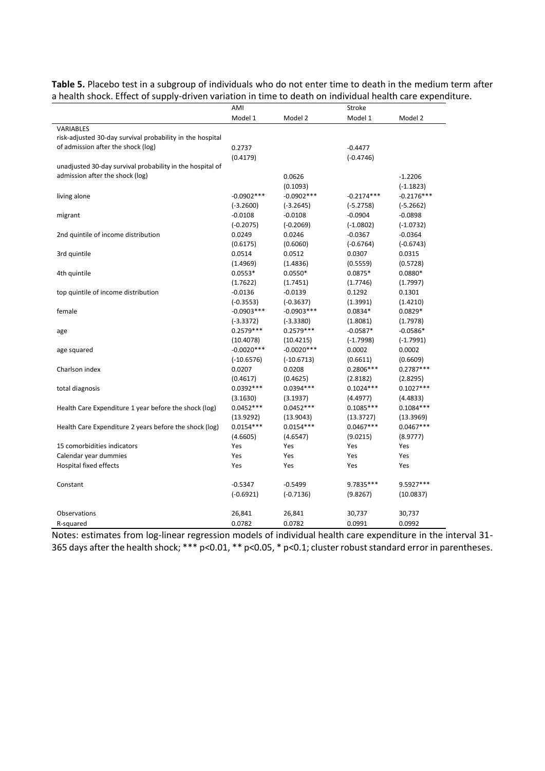**Table 5.** Placebo test in a subgroup of individuals who do not enter time to death in the medium term after a health shock. Effect of supply-driven variation in time to death on individual health care expenditure.

| | AMI | | Stroke | |
|---|---|---|---|---|
| | Model 1 | Model 2 | Model 1 | Model 2 |
| VARIABLES | | | | |
| risk-adjusted 30-day survival probability in the hospital of admission after the shock (log) | 0.2737 | | -0.4477 | |
| | (0.4179) | | (-0.4746) | |
| unadjusted 30-day survival probability in the hospital of admission after the shock (log) | | 0.0626 | | -1.2206 |
| | | (0.1093) | | (-1.1823) |
| living alone | -0.0902*** | -0.0902*** | -0.2174*** | -0.2176*** |
| | (-3.2600) | (-3.2645) | (-5.2758) | (-5.2662) |
| migrant | -0.0108 | -0.0108 | -0.0904 | -0.0898 |
| | (-0.2075) | (-0.2069) | (-1.0802) | (-1.0732) |
| 2nd quintile of income distribution | 0.0249 | 0.0246 | -0.0367 | -0.0364 |
| | (0.6175) | (0.6060) | (-0.6764) | (-0.6743) |
| 3rd quintile | 0.0514 | 0.0512 | 0.0307 | 0.0315 |
| | (1.4969) | (1.4836) | (0.5559) | (0.5728) |
| 4th quintile | 0.0553* | 0.0550* | 0.0875* | 0.0880* |
| | (1.7622) | (1.7451) | (1.7746) | (1.7997) |
| top quintile of income distribution | -0.0136 | -0.0139 | 0.1292 | 0.1301 |
| | (-0.3553) | (-0.3637) | (1.3991) | (1.4210) |
| female | -0.0903*** | -0.0903*** | 0.0834* | 0.0829* |
| | (-3.3372) | (-3.3380) | (1.8081) | (1.7978) |
| age | 0.2579*** | 0.2579*** | -0.0587* | -0.0586* |
| | (10.4078) | (10.4215) | (-1.7998) | (-1.7991) |
| age squared | -0.0020*** | -0.0020*** | 0.0002 | 0.0002 |
| | (-10.6576) | (-10.6713) | (0.6611) | (0.6609) |
| Charlson index | 0.0207 | 0.0208 | 0.2806*** | 0.2787*** |
| | (0.4617) | (0.4625) | (2.8182) | (2.8295) |
| total diagnosis | 0.0392*** | 0.0394*** | 0.1024*** | 0.1027*** |
| | (3.1630) | (3.1937) | (4.4977) | (4.4833) |
| Health Care Expenditure 1 year before the shock (log) | 0.0452*** | 0.0452*** | 0.1085*** | 0.1084*** |
| | (13.9292) | (13.9043) | (13.3727) | (13.3969) |
| Health Care Expenditure 2 years before the shock (log) | 0.0154*** | 0.0154*** | 0.0467*** | 0.0467*** |
| | (4.6605) | (4.6547) | (9.0215) | (8.9777) |
| 15 comorbidities indicators | Yes | Yes | Yes | Yes |
| Calendar year dummies | Yes | Yes | Yes | Yes |
| Hospital fixed effects | Yes | Yes | Yes | Yes |
| Constant | -0.5347 | -0.5499 | 9.7835*** | 9.5927*** |
| | (-0.6921) | (-0.7136) | (9.8267) | (10.0837) |
| Observations | 26,841 | 26,841 | 30,737 | 30,737 |
| R-squared | 0.0782 | 0.0782 | 0.0991 | 0.0992 |

Notes: estimates from log-linear regression models of individual health care expenditure in the interval 31-365 days after the health shock; *** p<0.01, ** p<0.05, * p<0.1; cluster robust standard error in parentheses.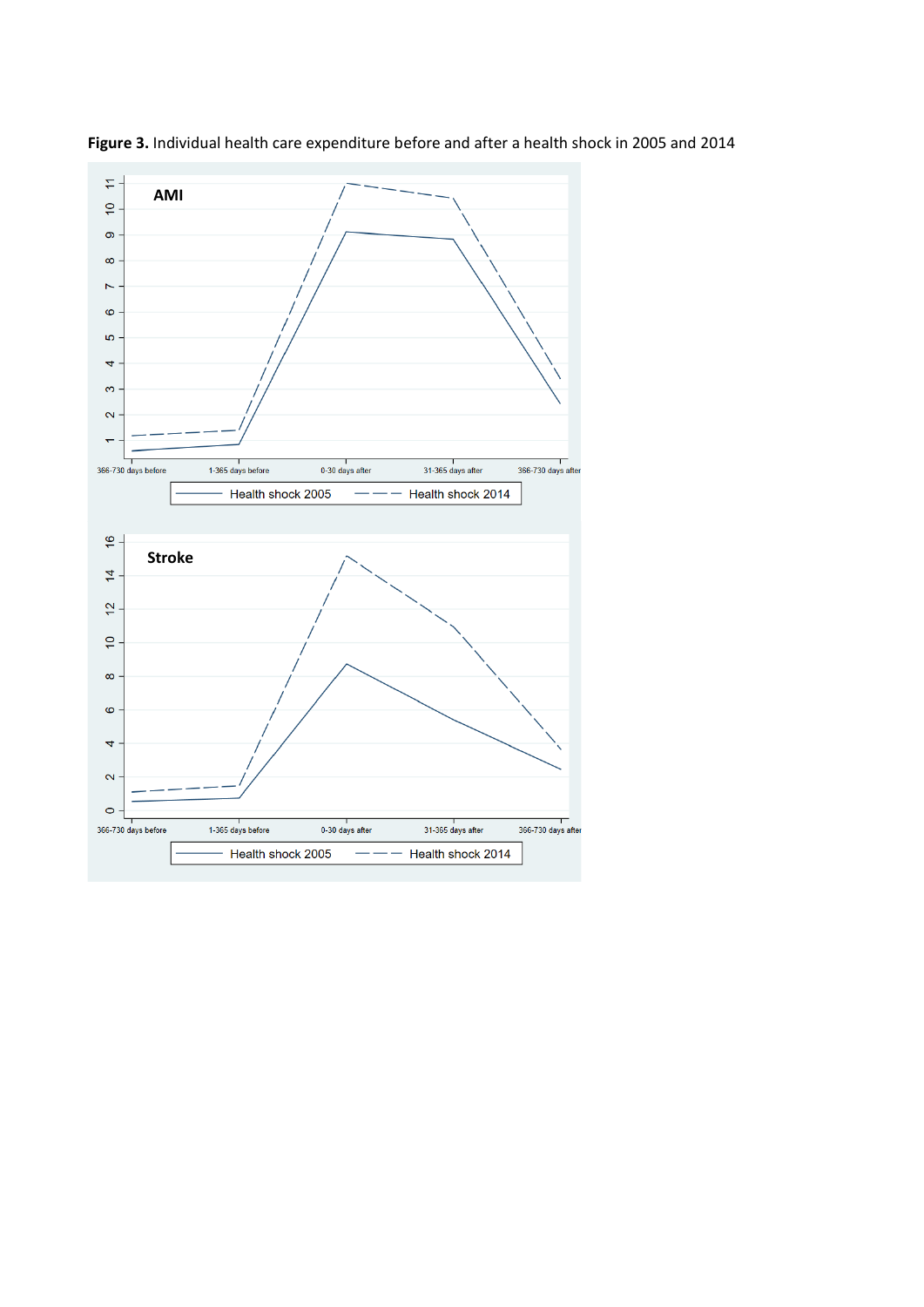**Figure 3.** Individual health care expenditure before and after a health shock in 2005 and 2014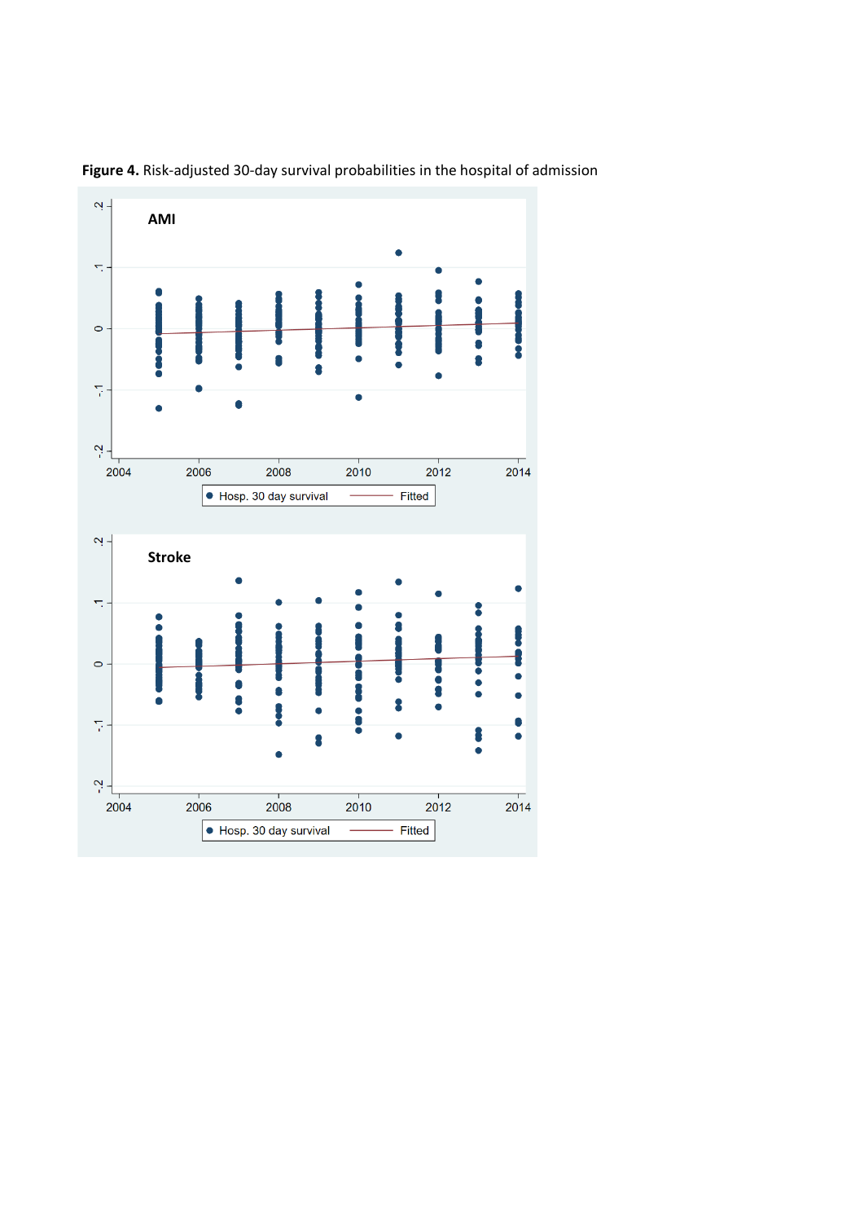**Figure 4.** Risk-adjusted 30-day survival probabilities in the hospital of admission

AMI

.2
.1
0
-.1
-.2

2004 2006 2008 2010 2012 2014

Hosp. 30 day survival Fitted

Stroke

.2
.1
0
-.1
-.2

2004 2006 2008 2010 2012 2014

Hosp. 30 day survival Fitted